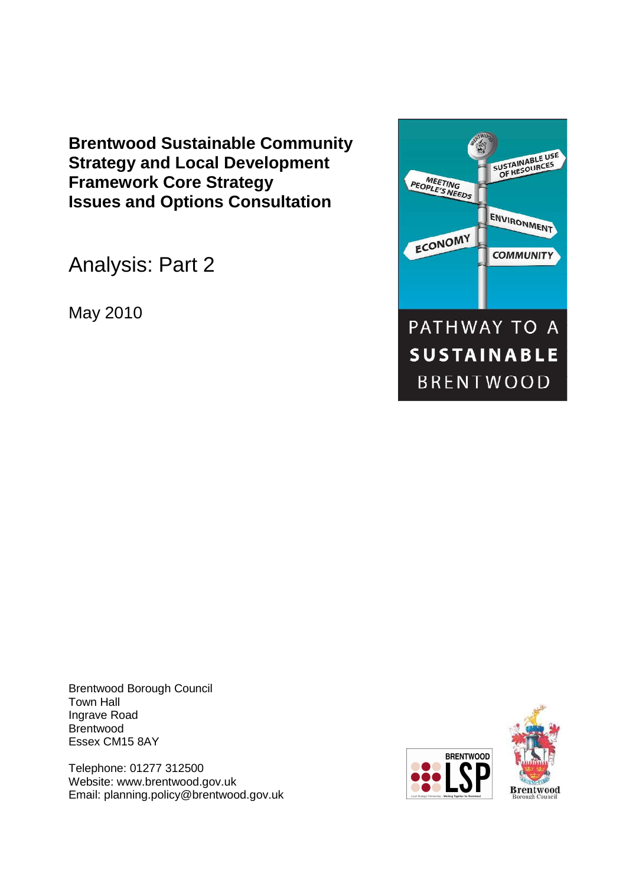# Brentwood Sustainable Community Strategy and Local Development Framework Core Strategy Issues and Options Consultation

Analysis: Part 2

May 2010

Brentwood Borough Council
Town Hall
Ingrave Road
Brentwood
Essex CM15 8AY

Telephone: 01277 312500
Website: www.brentwood.gov.uk
Email: planning.policy@brentwood.gov.uk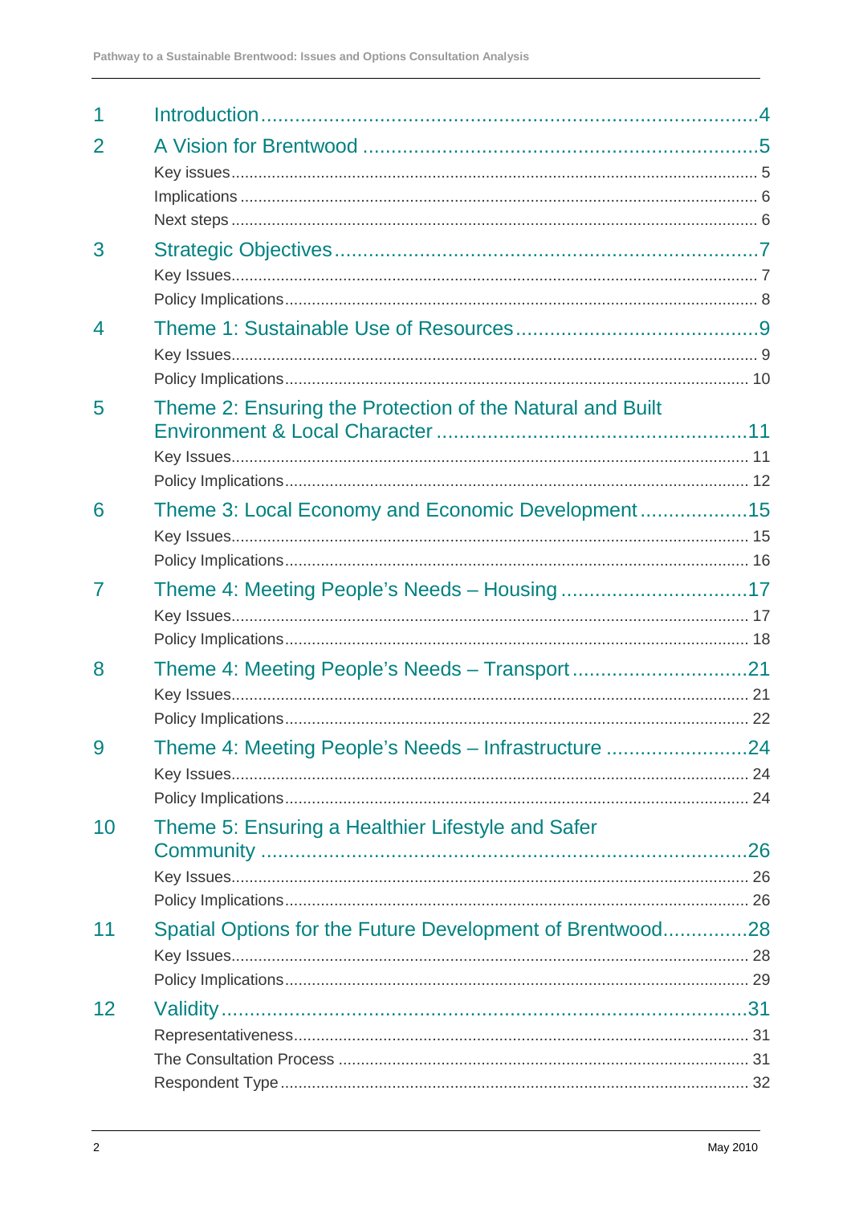| | | |
|---|---|---|
| 1 | Introduction | 4 |
| 2 | A Vision for Brentwood | 5 |
| | Key issues | 5 |
| | Implications | 6 |
| | Next steps | 6 |
| 3 | Strategic Objectives | 7 |
| | Key Issues | 7 |
| | Policy Implications | 8 |
| 4 | Theme 1: Sustainable Use of Resources | 9 |
| | Key Issues | 9 |
| | Policy Implications | 10 |
| 5 | Theme 2: Ensuring the Protection of the Natural and Built Environment & Local Character | 11 |
| | Key Issues | 11 |
| | Policy Implications | 12 |
| 6 | Theme 3: Local Economy and Economic Development | 15 |
| | Key Issues | 15 |
| | Policy Implications | 16 |
| 7 | Theme 4: Meeting People's Needs – Housing | 17 |
| | Key Issues | 17 |
| | Policy Implications | 18 |
| 8 | Theme 4: Meeting People's Needs – Transport | 21 |
| | Key Issues | 21 |
| | Policy Implications | 22 |
| 9 | Theme 4: Meeting People's Needs – Infrastructure | 24 |
| | Key Issues | 24 |
| | Policy Implications | 24 |
| 10 | Theme 5: Ensuring a Healthier Lifestyle and Safer Community | 26 |
| | Key Issues | 26 |
| | Policy Implications | 26 |
| 11 | Spatial Options for the Future Development of Brentwood | 28 |
| | Key Issues | 28 |
| | Policy Implications | 29 |
| 12 | Validity | 31 |
| | Representativeness | 31 |
| | The Consultation Process | 31 |
| | Respondent Type | 32 |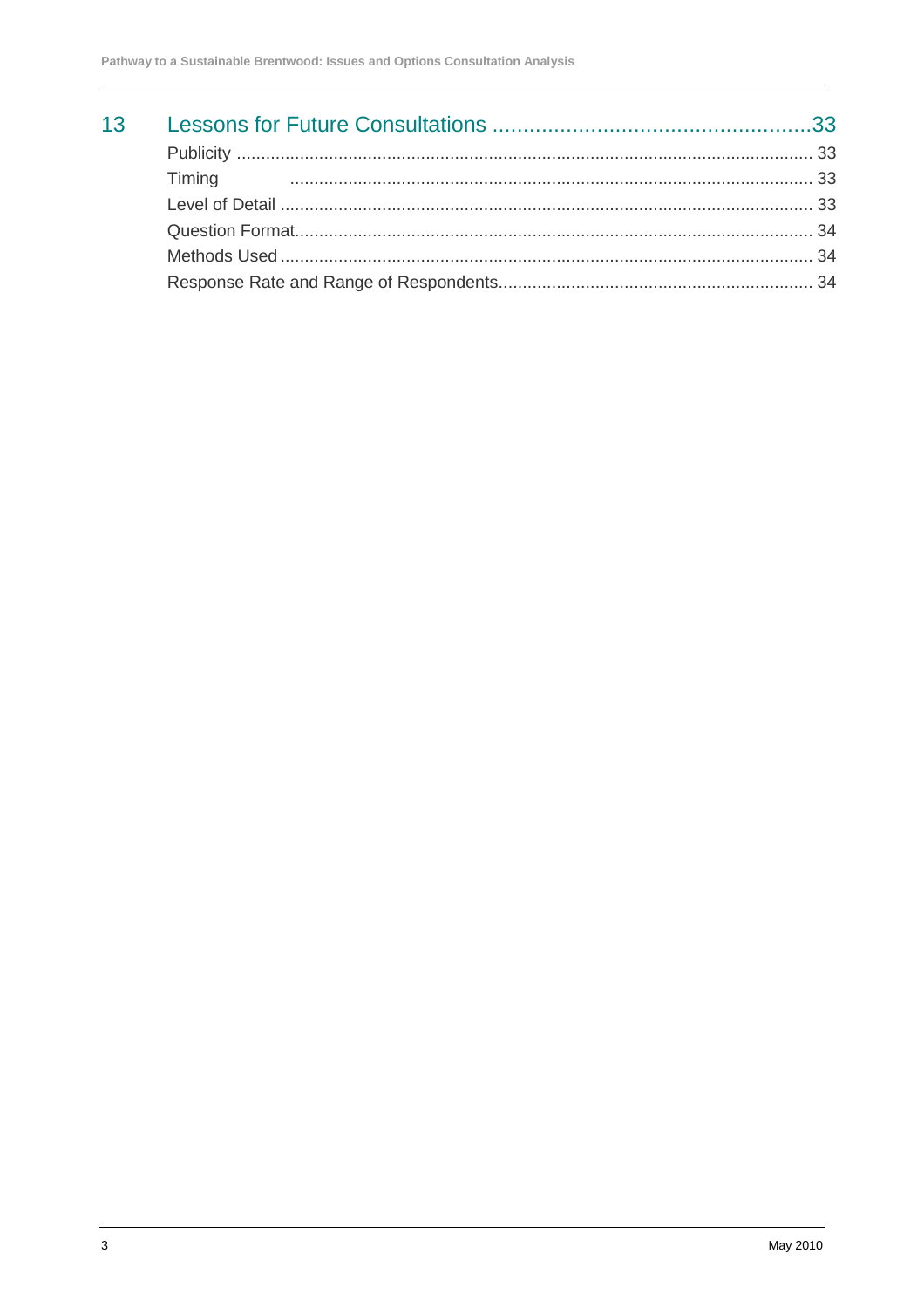13 Lessons for Future Consultations ....................................................33

Publicity ........................................................................................................ 33

Timing ........................................................................................................... 33

Level of Detail ............................................................................................... 33

Question Format........................................................................................... 34

Methods Used ............................................................................................... 34

Response Rate and Range of Respondents................................................ 34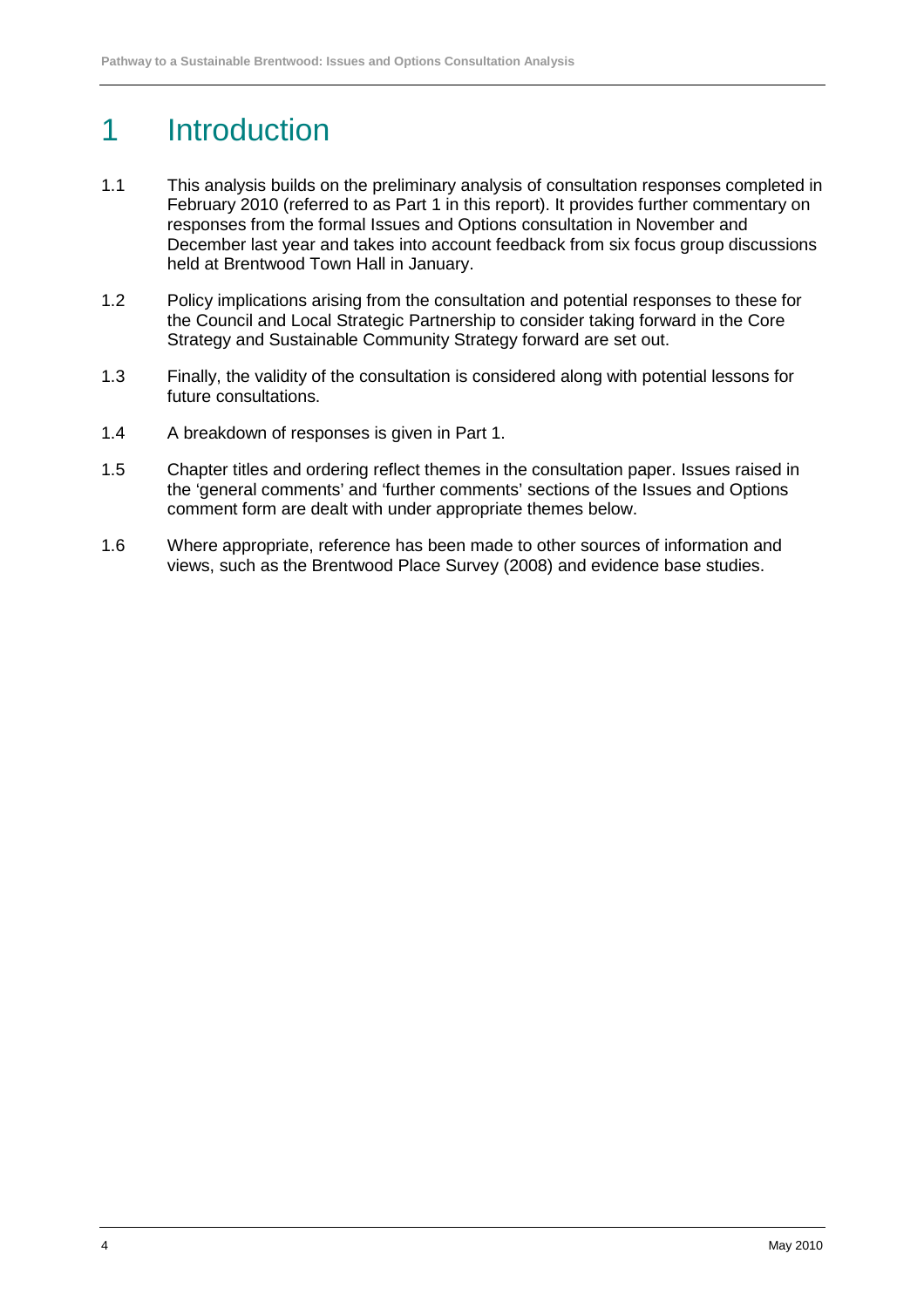# 1 Introduction

1.1 This analysis builds on the preliminary analysis of consultation responses completed in February 2010 (referred to as Part 1 in this report). It provides further commentary on responses from the formal Issues and Options consultation in November and December last year and takes into account feedback from six focus group discussions held at Brentwood Town Hall in January.

1.2 Policy implications arising from the consultation and potential responses to these for the Council and Local Strategic Partnership to consider taking forward in the Core Strategy and Sustainable Community Strategy forward are set out.

1.3 Finally, the validity of the consultation is considered along with potential lessons for future consultations.

1.4 A breakdown of responses is given in Part 1.

1.5 Chapter titles and ordering reflect themes in the consultation paper. Issues raised in the 'general comments' and 'further comments' sections of the Issues and Options comment form are dealt with under appropriate themes below.

1.6 Where appropriate, reference has been made to other sources of information and views, such as the Brentwood Place Survey (2008) and evidence base studies.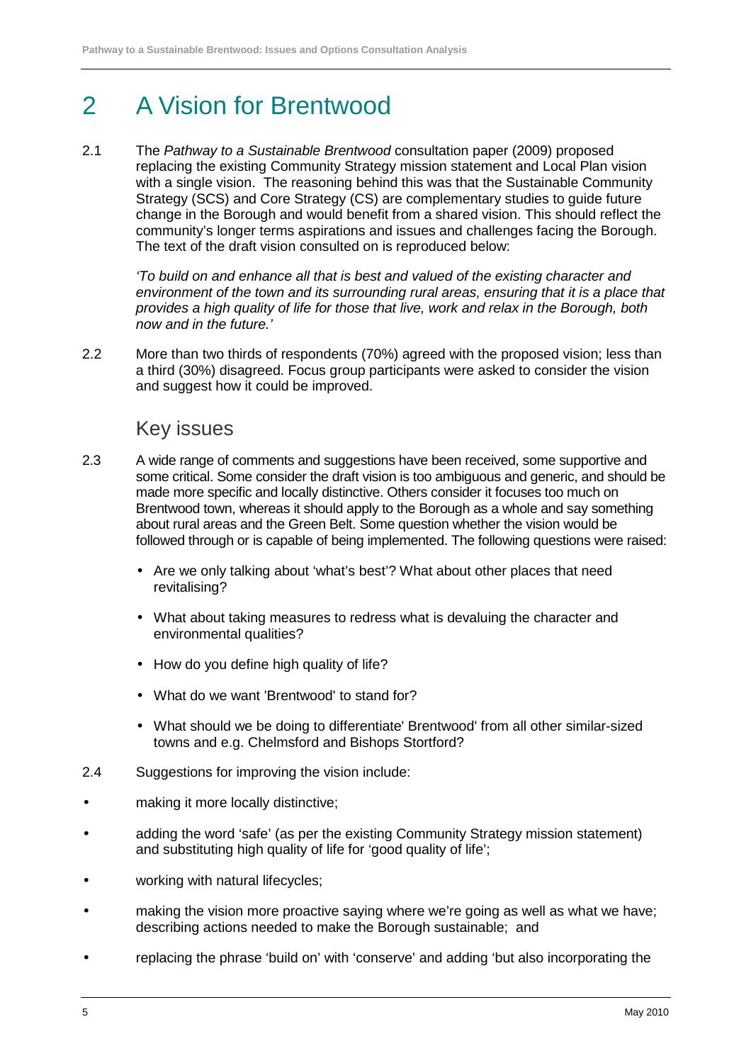# 2 A Vision for Brentwood

2.1 The *Pathway to a Sustainable Brentwood* consultation paper (2009) proposed replacing the existing Community Strategy mission statement and Local Plan vision with a single vision. The reasoning behind this was that the Sustainable Community Strategy (SCS) and Core Strategy (CS) are complementary studies to guide future change in the Borough and would benefit from a shared vision. This should reflect the community's longer terms aspirations and issues and challenges facing the Borough. The text of the draft vision consulted on is reproduced below:

> *'To build on and enhance all that is best and valued of the existing character and environment of the town and its surrounding rural areas, ensuring that it is a place that provides a high quality of life for those that live, work and relax in the Borough, both now and in the future.'*

2.2 More than two thirds of respondents (70%) agreed with the proposed vision; less than a third (30%) disagreed. Focus group participants were asked to consider the vision and suggest how it could be improved.

## Key issues

2.3 A wide range of comments and suggestions have been received, some supportive and some critical. Some consider the draft vision is too ambiguous and generic, and should be made more specific and locally distinctive. Others consider it focuses too much on Brentwood town, whereas it should apply to the Borough as a whole and say something about rural areas and the Green Belt. Some question whether the vision would be followed through or is capable of being implemented. The following questions were raised:

- Are we only talking about 'what's best'? What about other places that need revitalising?
- What about taking measures to redress what is devaluing the character and environmental qualities?
- How do you define high quality of life?
- What do we want 'Brentwood' to stand for?
- What should we be doing to differentiate' Brentwood' from all other similar-sized towns and e.g. Chelmsford and Bishops Stortford?

2.4 Suggestions for improving the vision include:

- making it more locally distinctive;
- adding the word 'safe' (as per the existing Community Strategy mission statement) and substituting high quality of life for 'good quality of life';
- working with natural lifecycles;
- making the vision more proactive saying where we're going as well as what we have; describing actions needed to make the Borough sustainable; and
- replacing the phrase 'build on' with 'conserve' and adding 'but also incorporating the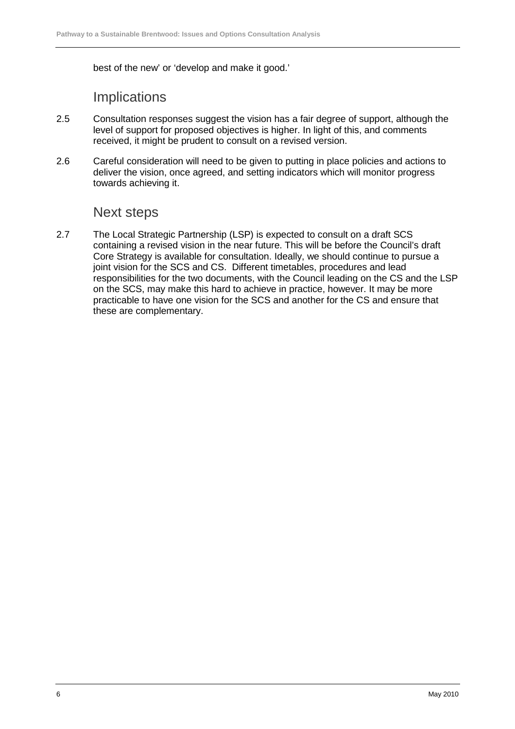best of the new' or 'develop and make it good.'

## Implications

2.5 Consultation responses suggest the vision has a fair degree of support, although the level of support for proposed objectives is higher. In light of this, and comments received, it might be prudent to consult on a revised version.

2.6 Careful consideration will need to be given to putting in place policies and actions to deliver the vision, once agreed, and setting indicators which will monitor progress towards achieving it.

## Next steps

2.7 The Local Strategic Partnership (LSP) is expected to consult on a draft SCS containing a revised vision in the near future. This will be before the Council's draft Core Strategy is available for consultation. Ideally, we should continue to pursue a joint vision for the SCS and CS. Different timetables, procedures and lead responsibilities for the two documents, with the Council leading on the CS and the LSP on the SCS, may make this hard to achieve in practice, however. It may be more practicable to have one vision for the SCS and another for the CS and ensure that these are complementary.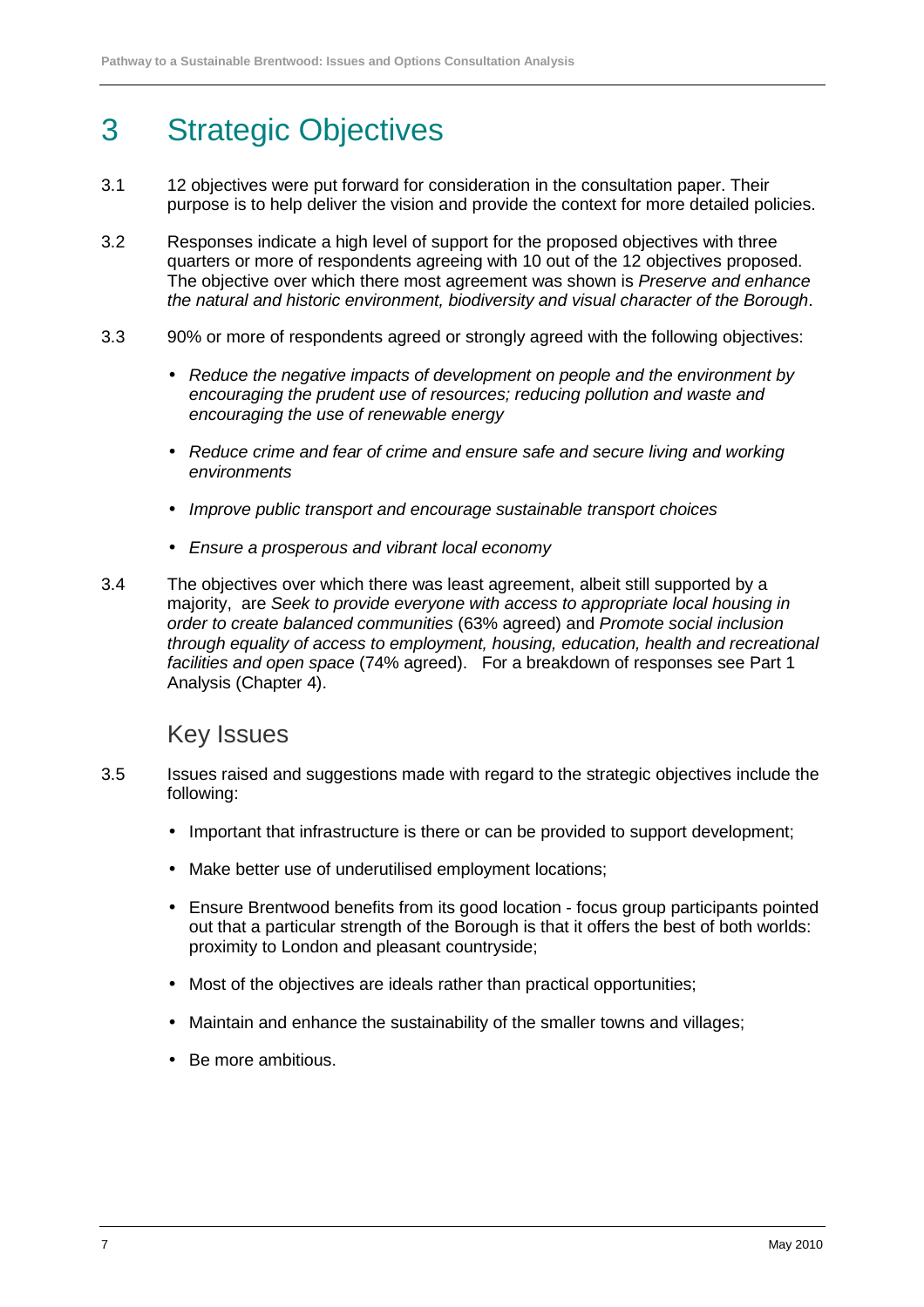# 3 Strategic Objectives

3.1 12 objectives were put forward for consideration in the consultation paper. Their purpose is to help deliver the vision and provide the context for more detailed policies.

3.2 Responses indicate a high level of support for the proposed objectives with three quarters or more of respondents agreeing with 10 out of the 12 objectives proposed. The objective over which there most agreement was shown is *Preserve and enhance the natural and historic environment, biodiversity and visual character of the Borough*.

3.3 90% or more of respondents agreed or strongly agreed with the following objectives:

- *Reduce the negative impacts of development on people and the environment by encouraging the prudent use of resources; reducing pollution and waste and encouraging the use of renewable energy*
- *Reduce crime and fear of crime and ensure safe and secure living and working environments*
- *Improve public transport and encourage sustainable transport choices*
- *Ensure a prosperous and vibrant local economy*

3.4 The objectives over which there was least agreement, albeit still supported by a majority, are *Seek to provide everyone with access to appropriate local housing in order to create balanced communities* (63% agreed) and *Promote social inclusion through equality of access to employment, housing, education, health and recreational facilities and open space* (74% agreed). For a breakdown of responses see Part 1 Analysis (Chapter 4).

## Key Issues

3.5 Issues raised and suggestions made with regard to the strategic objectives include the following:

- Important that infrastructure is there or can be provided to support development;
- Make better use of underutilised employment locations;
- Ensure Brentwood benefits from its good location - focus group participants pointed out that a particular strength of the Borough is that it offers the best of both worlds: proximity to London and pleasant countryside;
- Most of the objectives are ideals rather than practical opportunities;
- Maintain and enhance the sustainability of the smaller towns and villages;
- Be more ambitious.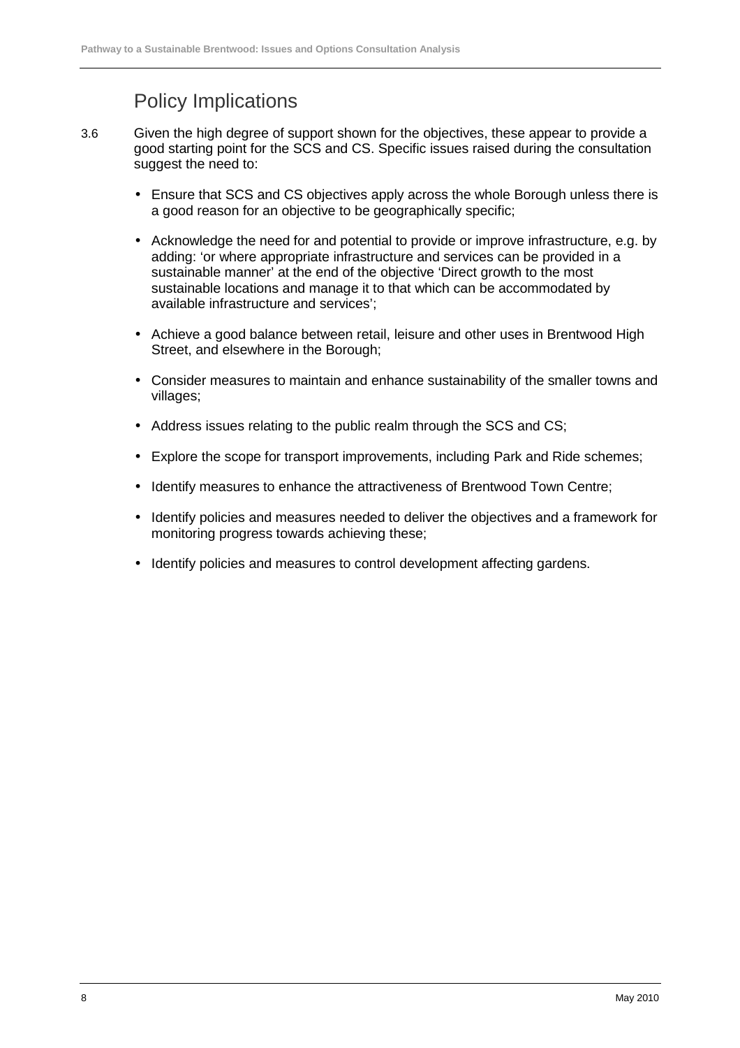## Policy Implications

3.6 Given the high degree of support shown for the objectives, these appear to provide a good starting point for the SCS and CS. Specific issues raised during the consultation suggest the need to:

- Ensure that SCS and CS objectives apply across the whole Borough unless there is a good reason for an objective to be geographically specific;
- Acknowledge the need for and potential to provide or improve infrastructure, e.g. by adding: 'or where appropriate infrastructure and services can be provided in a sustainable manner' at the end of the objective 'Direct growth to the most sustainable locations and manage it to that which can be accommodated by available infrastructure and services';
- Achieve a good balance between retail, leisure and other uses in Brentwood High Street, and elsewhere in the Borough;
- Consider measures to maintain and enhance sustainability of the smaller towns and villages;
- Address issues relating to the public realm through the SCS and CS;
- Explore the scope for transport improvements, including Park and Ride schemes;
- Identify measures to enhance the attractiveness of Brentwood Town Centre;
- Identify policies and measures needed to deliver the objectives and a framework for monitoring progress towards achieving these;
- Identify policies and measures to control development affecting gardens.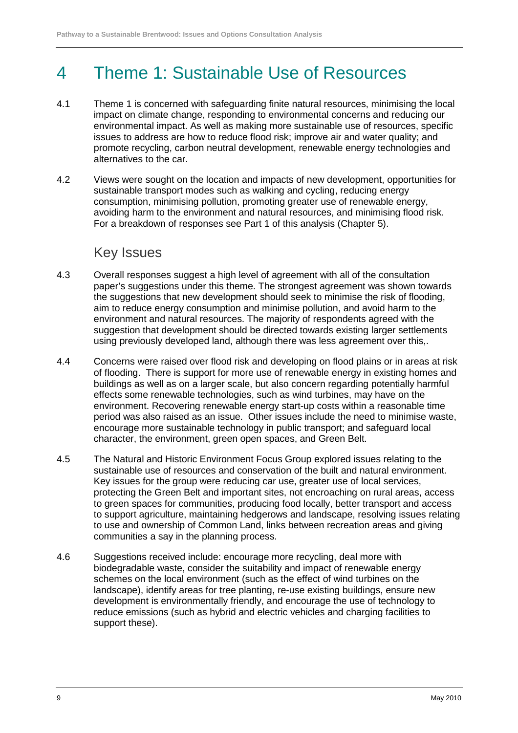# 4 Theme 1: Sustainable Use of Resources

4.1 Theme 1 is concerned with safeguarding finite natural resources, minimising the local impact on climate change, responding to environmental concerns and reducing our environmental impact. As well as making more sustainable use of resources, specific issues to address are how to reduce flood risk; improve air and water quality; and promote recycling, carbon neutral development, renewable energy technologies and alternatives to the car.

4.2 Views were sought on the location and impacts of new development, opportunities for sustainable transport modes such as walking and cycling, reducing energy consumption, minimising pollution, promoting greater use of renewable energy, avoiding harm to the environment and natural resources, and minimising flood risk. For a breakdown of responses see Part 1 of this analysis (Chapter 5).

## Key Issues

4.3 Overall responses suggest a high level of agreement with all of the consultation paper's suggestions under this theme. The strongest agreement was shown towards the suggestions that new development should seek to minimise the risk of flooding, aim to reduce energy consumption and minimise pollution, and avoid harm to the environment and natural resources. The majority of respondents agreed with the suggestion that development should be directed towards existing larger settlements using previously developed land, although there was less agreement over this,.

4.4 Concerns were raised over flood risk and developing on flood plains or in areas at risk of flooding. There is support for more use of renewable energy in existing homes and buildings as well as on a larger scale, but also concern regarding potentially harmful effects some renewable technologies, such as wind turbines, may have on the environment. Recovering renewable energy start-up costs within a reasonable time period was also raised as an issue. Other issues include the need to minimise waste, encourage more sustainable technology in public transport; and safeguard local character, the environment, green open spaces, and Green Belt.

4.5 The Natural and Historic Environment Focus Group explored issues relating to the sustainable use of resources and conservation of the built and natural environment. Key issues for the group were reducing car use, greater use of local services, protecting the Green Belt and important sites, not encroaching on rural areas, access to green spaces for communities, producing food locally, better transport and access to support agriculture, maintaining hedgerows and landscape, resolving issues relating to use and ownership of Common Land, links between recreation areas and giving communities a say in the planning process.

4.6 Suggestions received include: encourage more recycling, deal more with biodegradable waste, consider the suitability and impact of renewable energy schemes on the local environment (such as the effect of wind turbines on the landscape), identify areas for tree planting, re-use existing buildings, ensure new development is environmentally friendly, and encourage the use of technology to reduce emissions (such as hybrid and electric vehicles and charging facilities to support these).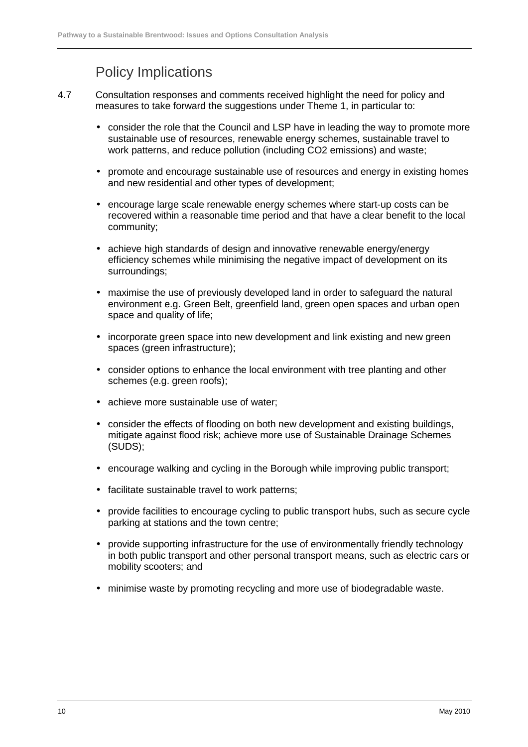## Policy Implications

4.7 Consultation responses and comments received highlight the need for policy and measures to take forward the suggestions under Theme 1, in particular to:

- consider the role that the Council and LSP have in leading the way to promote more sustainable use of resources, renewable energy schemes, sustainable travel to work patterns, and reduce pollution (including $CO_2$ emissions) and waste;
- promote and encourage sustainable use of resources and energy in existing homes and new residential and other types of development;
- encourage large scale renewable energy schemes where start-up costs can be recovered within a reasonable time period and that have a clear benefit to the local community;
- achieve high standards of design and innovative renewable energy/energy efficiency schemes while minimising the negative impact of development on its surroundings;
- maximise the use of previously developed land in order to safeguard the natural environment e.g. Green Belt, greenfield land, green open spaces and urban open space and quality of life;
- incorporate green space into new development and link existing and new green spaces (green infrastructure);
- consider options to enhance the local environment with tree planting and other schemes (e.g. green roofs);
- achieve more sustainable use of water;
- consider the effects of flooding on both new development and existing buildings, mitigate against flood risk; achieve more use of Sustainable Drainage Schemes (SUDS);
- encourage walking and cycling in the Borough while improving public transport;
- facilitate sustainable travel to work patterns;
- provide facilities to encourage cycling to public transport hubs, such as secure cycle parking at stations and the town centre;
- provide supporting infrastructure for the use of environmentally friendly technology in both public transport and other personal transport means, such as electric cars or mobility scooters; and
- minimise waste by promoting recycling and more use of biodegradable waste.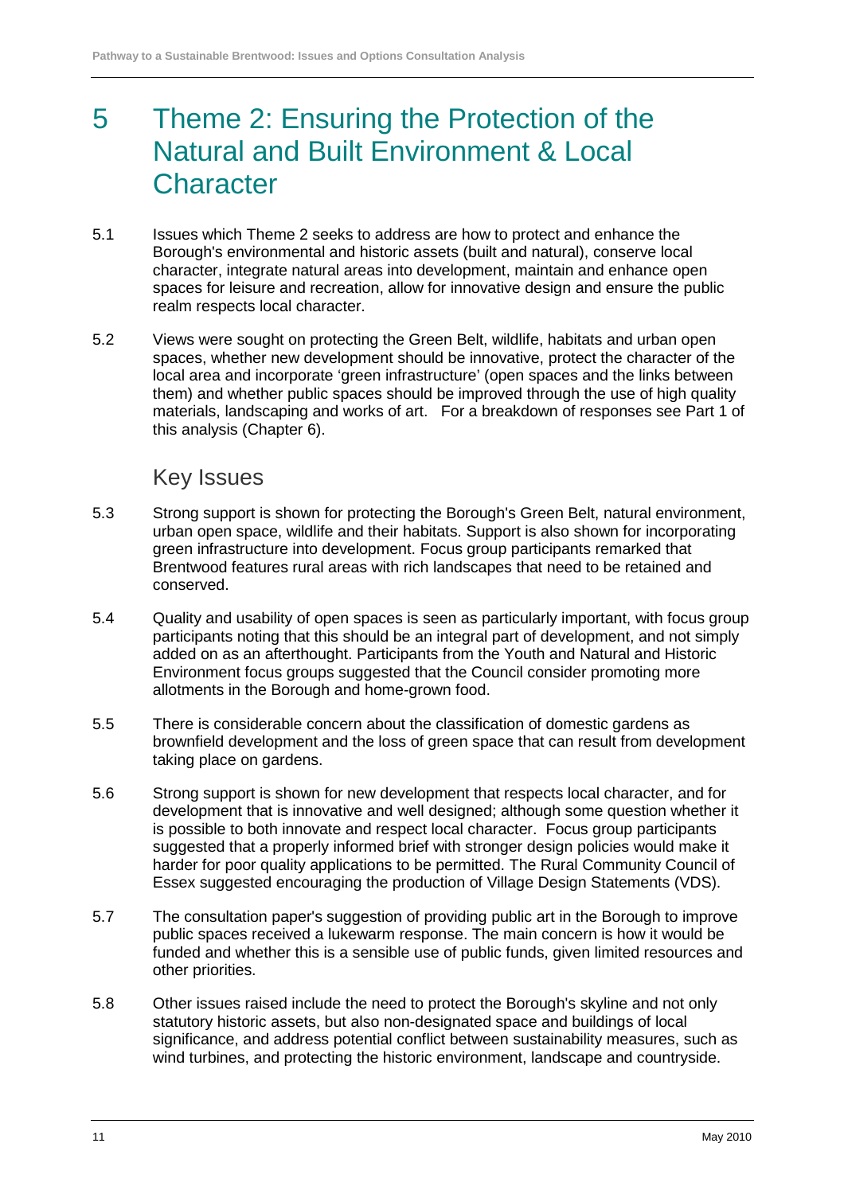# 5 Theme 2: Ensuring the Protection of the Natural and Built Environment & Local Character

5.1 Issues which Theme 2 seeks to address are how to protect and enhance the Borough's environmental and historic assets (built and natural), conserve local character, integrate natural areas into development, maintain and enhance open spaces for leisure and recreation, allow for innovative design and ensure the public realm respects local character.

5.2 Views were sought on protecting the Green Belt, wildlife, habitats and urban open spaces, whether new development should be innovative, protect the character of the local area and incorporate 'green infrastructure' (open spaces and the links between them) and whether public spaces should be improved through the use of high quality materials, landscaping and works of art. For a breakdown of responses see Part 1 of this analysis (Chapter 6).

## Key Issues

5.3 Strong support is shown for protecting the Borough's Green Belt, natural environment, urban open space, wildlife and their habitats. Support is also shown for incorporating green infrastructure into development. Focus group participants remarked that Brentwood features rural areas with rich landscapes that need to be retained and conserved.

5.4 Quality and usability of open spaces is seen as particularly important, with focus group participants noting that this should be an integral part of development, and not simply added on as an afterthought. Participants from the Youth and Natural and Historic Environment focus groups suggested that the Council consider promoting more allotments in the Borough and home-grown food.

5.5 There is considerable concern about the classification of domestic gardens as brownfield development and the loss of green space that can result from development taking place on gardens.

5.6 Strong support is shown for new development that respects local character, and for development that is innovative and well designed; although some question whether it is possible to both innovate and respect local character. Focus group participants suggested that a properly informed brief with stronger design policies would make it harder for poor quality applications to be permitted. The Rural Community Council of Essex suggested encouraging the production of Village Design Statements (VDS).

5.7 The consultation paper's suggestion of providing public art in the Borough to improve public spaces received a lukewarm response. The main concern is how it would be funded and whether this is a sensible use of public funds, given limited resources and other priorities.

5.8 Other issues raised include the need to protect the Borough's skyline and not only statutory historic assets, but also non-designated space and buildings of local significance, and address potential conflict between sustainability measures, such as wind turbines, and protecting the historic environment, landscape and countryside.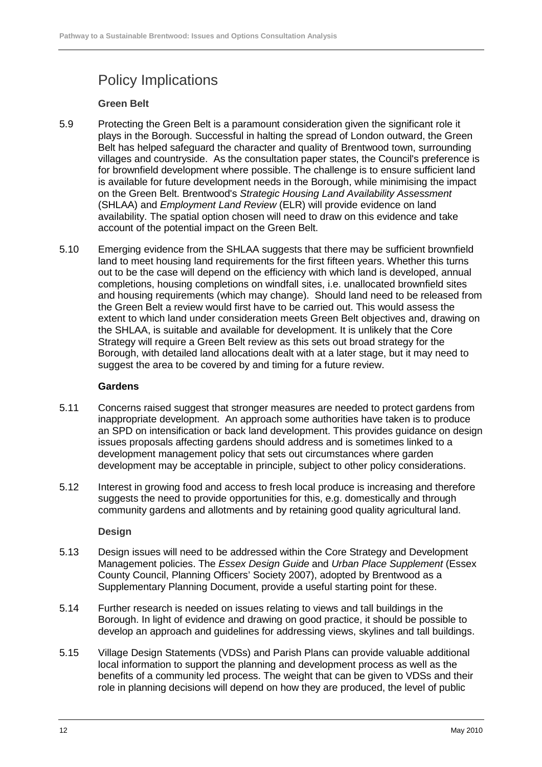## Policy Implications

### Green Belt

5.9 Protecting the Green Belt is a paramount consideration given the significant role it plays in the Borough. Successful in halting the spread of London outward, the Green Belt has helped safeguard the character and quality of Brentwood town, surrounding villages and countryside. As the consultation paper states, the Council's preference is for brownfield development where possible. The challenge is to ensure sufficient land is available for future development needs in the Borough, while minimising the impact on the Green Belt. Brentwood's *Strategic Housing Land Availability Assessment* (SHLAA) and *Employment Land Review* (ELR) will provide evidence on land availability. The spatial option chosen will need to draw on this evidence and take account of the potential impact on the Green Belt.

5.10 Emerging evidence from the SHLAA suggests that there may be sufficient brownfield land to meet housing land requirements for the first fifteen years. Whether this turns out to be the case will depend on the efficiency with which land is developed, annual completions, housing completions on windfall sites, i.e. unallocated brownfield sites and housing requirements (which may change). Should land need to be released from the Green Belt a review would first have to be carried out. This would assess the extent to which land under consideration meets Green Belt objectives and, drawing on the SHLAA, is suitable and available for development. It is unlikely that the Core Strategy will require a Green Belt review as this sets out broad strategy for the Borough, with detailed land allocations dealt with at a later stage, but it may need to suggest the area to be covered by and timing for a future review.

### Gardens

5.11 Concerns raised suggest that stronger measures are needed to protect gardens from inappropriate development. An approach some authorities have taken is to produce an SPD on intensification or back land development. This provides guidance on design issues proposals affecting gardens should address and is sometimes linked to a development management policy that sets out circumstances where garden development may be acceptable in principle, subject to other policy considerations.

5.12 Interest in growing food and access to fresh local produce is increasing and therefore suggests the need to provide opportunities for this, e.g. domestically and through community gardens and allotments and by retaining good quality agricultural land.

### Design

5.13 Design issues will need to be addressed within the Core Strategy and Development Management policies. The *Essex Design Guide* and *Urban Place Supplement* (Essex County Council, Planning Officers' Society 2007), adopted by Brentwood as a Supplementary Planning Document, provide a useful starting point for these.

5.14 Further research is needed on issues relating to views and tall buildings in the Borough. In light of evidence and drawing on good practice, it should be possible to develop an approach and guidelines for addressing views, skylines and tall buildings.

5.15 Village Design Statements (VDSs) and Parish Plans can provide valuable additional local information to support the planning and development process as well as the benefits of a community led process. The weight that can be given to VDSs and their role in planning decisions will depend on how they are produced, the level of public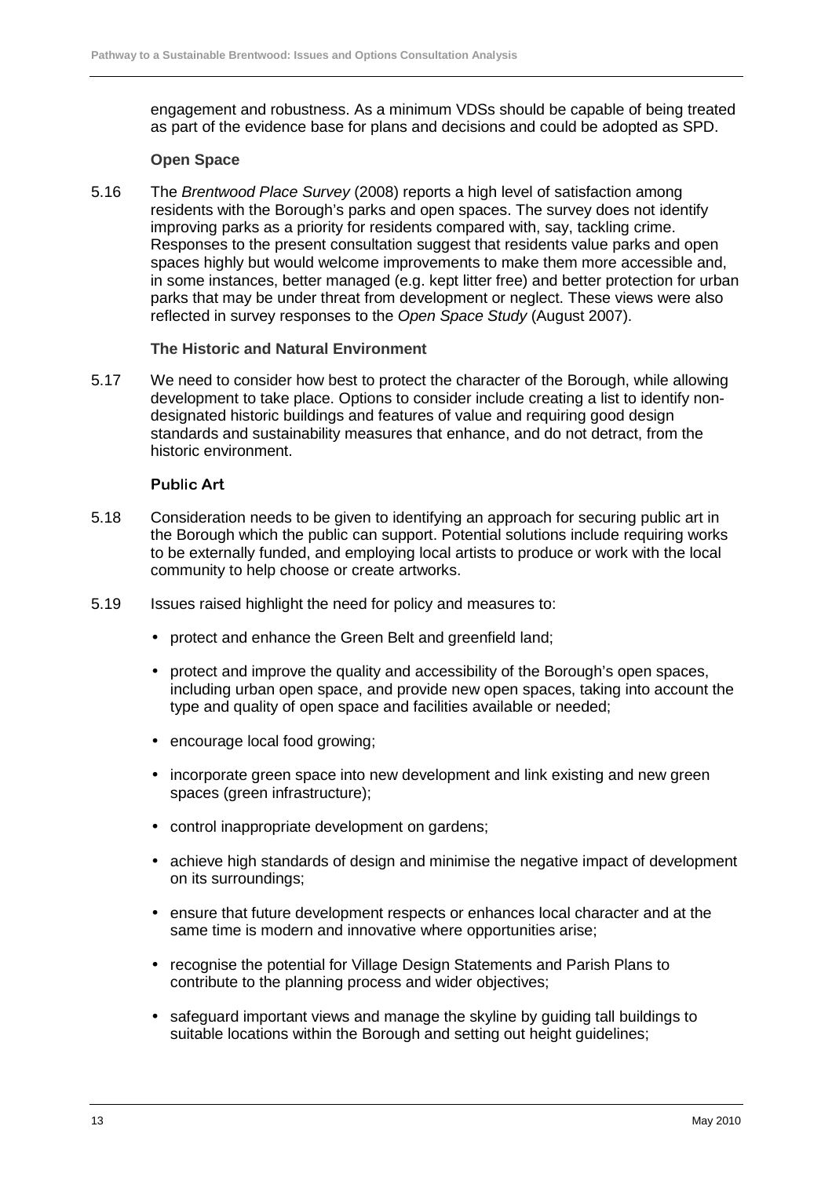engagement and robustness. As a minimum VDSs should be capable of being treated as part of the evidence base for plans and decisions and could be adopted as SPD.

**Open Space**

5.16 The *Brentwood Place Survey* (2008) reports a high level of satisfaction among residents with the Borough's parks and open spaces. The survey does not identify improving parks as a priority for residents compared with, say, tackling crime. Responses to the present consultation suggest that residents value parks and open spaces highly but would welcome improvements to make them more accessible and, in some instances, better managed (e.g. kept litter free) and better protection for urban parks that may be under threat from development or neglect. These views were also reflected in survey responses to the *Open Space Study* (August 2007).

**The Historic and Natural Environment**

5.17 We need to consider how best to protect the character of the Borough, while allowing development to take place. Options to consider include creating a list to identify non-designated historic buildings and features of value and requiring good design standards and sustainability measures that enhance, and do not detract, from the historic environment.

**Public Art**

5.18 Consideration needs to be given to identifying an approach for securing public art in the Borough which the public can support. Potential solutions include requiring works to be externally funded, and employing local artists to produce or work with the local community to help choose or create artworks.

5.19 Issues raised highlight the need for policy and measures to:

- protect and enhance the Green Belt and greenfield land;
- protect and improve the quality and accessibility of the Borough's open spaces, including urban open space, and provide new open spaces, taking into account the type and quality of open space and facilities available or needed;
- encourage local food growing;
- incorporate green space into new development and link existing and new green spaces (green infrastructure);
- control inappropriate development on gardens;
- achieve high standards of design and minimise the negative impact of development on its surroundings;
- ensure that future development respects or enhances local character and at the same time is modern and innovative where opportunities arise;
- recognise the potential for Village Design Statements and Parish Plans to contribute to the planning process and wider objectives;
- safeguard important views and manage the skyline by guiding tall buildings to suitable locations within the Borough and setting out height guidelines;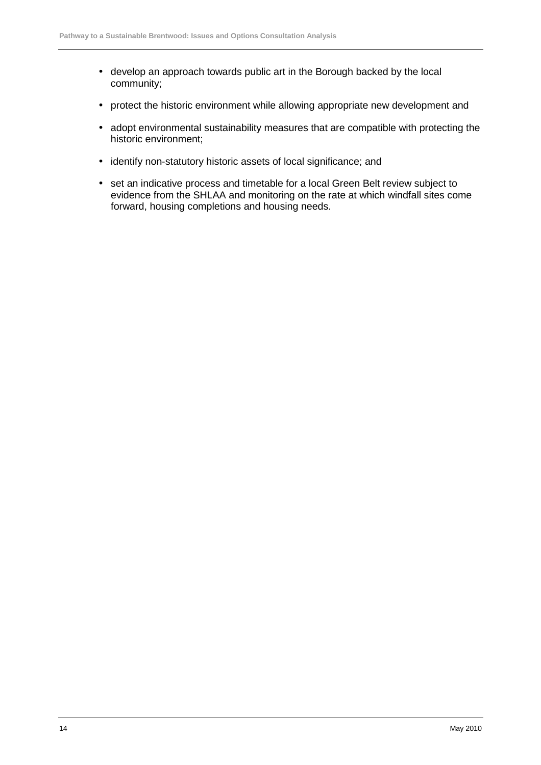- develop an approach towards public art in the Borough backed by the local community;
- protect the historic environment while allowing appropriate new development and
- adopt environmental sustainability measures that are compatible with protecting the historic environment;
- identify non-statutory historic assets of local significance; and
- set an indicative process and timetable for a local Green Belt review subject to evidence from the SHLAA and monitoring on the rate at which windfall sites come forward, housing completions and housing needs.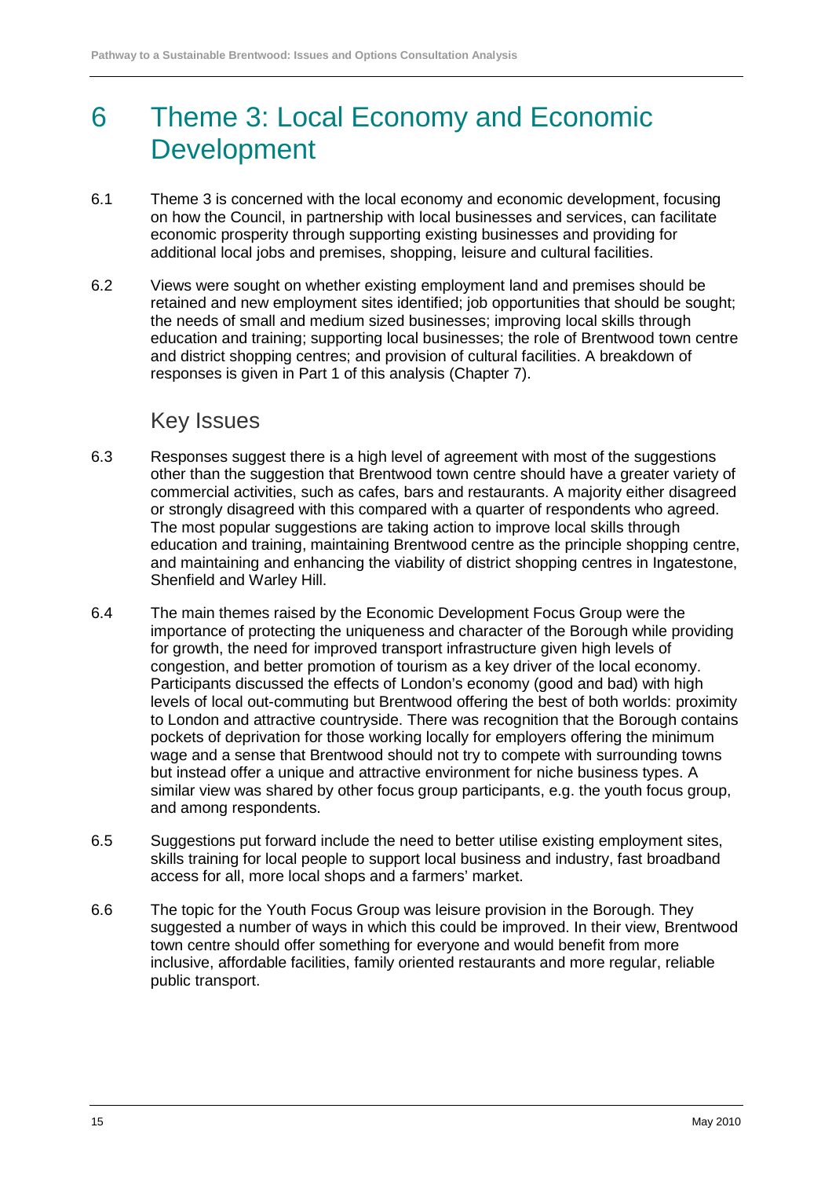# 6 Theme 3: Local Economy and Economic Development

6.1 Theme 3 is concerned with the local economy and economic development, focusing on how the Council, in partnership with local businesses and services, can facilitate economic prosperity through supporting existing businesses and providing for additional local jobs and premises, shopping, leisure and cultural facilities.

6.2 Views were sought on whether existing employment land and premises should be retained and new employment sites identified; job opportunities that should be sought; the needs of small and medium sized businesses; improving local skills through education and training; supporting local businesses; the role of Brentwood town centre and district shopping centres; and provision of cultural facilities. A breakdown of responses is given in Part 1 of this analysis (Chapter 7).

## Key Issues

6.3 Responses suggest there is a high level of agreement with most of the suggestions other than the suggestion that Brentwood town centre should have a greater variety of commercial activities, such as cafes, bars and restaurants. A majority either disagreed or strongly disagreed with this compared with a quarter of respondents who agreed. The most popular suggestions are taking action to improve local skills through education and training, maintaining Brentwood centre as the principle shopping centre, and maintaining and enhancing the viability of district shopping centres in Ingatestone, Shenfield and Warley Hill.

6.4 The main themes raised by the Economic Development Focus Group were the importance of protecting the uniqueness and character of the Borough while providing for growth, the need for improved transport infrastructure given high levels of congestion, and better promotion of tourism as a key driver of the local economy. Participants discussed the effects of London's economy (good and bad) with high levels of local out-commuting but Brentwood offering the best of both worlds: proximity to London and attractive countryside. There was recognition that the Borough contains pockets of deprivation for those working locally for employers offering the minimum wage and a sense that Brentwood should not try to compete with surrounding towns but instead offer a unique and attractive environment for niche business types. A similar view was shared by other focus group participants, e.g. the youth focus group, and among respondents.

6.5 Suggestions put forward include the need to better utilise existing employment sites, skills training for local people to support local business and industry, fast broadband access for all, more local shops and a farmers' market.

6.6 The topic for the Youth Focus Group was leisure provision in the Borough. They suggested a number of ways in which this could be improved. In their view, Brentwood town centre should offer something for everyone and would benefit from more inclusive, affordable facilities, family oriented restaurants and more regular, reliable public transport.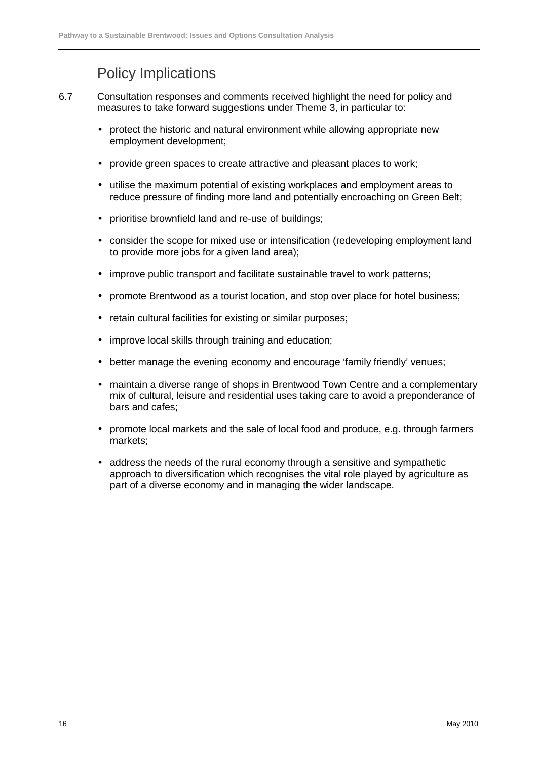## Policy Implications

6.7 Consultation responses and comments received highlight the need for policy and measures to take forward suggestions under Theme 3, in particular to:

- protect the historic and natural environment while allowing appropriate new employment development;
- provide green spaces to create attractive and pleasant places to work;
- utilise the maximum potential of existing workplaces and employment areas to reduce pressure of finding more land and potentially encroaching on Green Belt;
- prioritise brownfield land and re-use of buildings;
- consider the scope for mixed use or intensification (redeveloping employment land to provide more jobs for a given land area);
- improve public transport and facilitate sustainable travel to work patterns;
- promote Brentwood as a tourist location, and stop over place for hotel business;
- retain cultural facilities for existing or similar purposes;
- improve local skills through training and education;
- better manage the evening economy and encourage 'family friendly' venues;
- maintain a diverse range of shops in Brentwood Town Centre and a complementary mix of cultural, leisure and residential uses taking care to avoid a preponderance of bars and cafes;
- promote local markets and the sale of local food and produce, e.g. through farmers markets;
- address the needs of the rural economy through a sensitive and sympathetic approach to diversification which recognises the vital role played by agriculture as part of a diverse economy and in managing the wider landscape.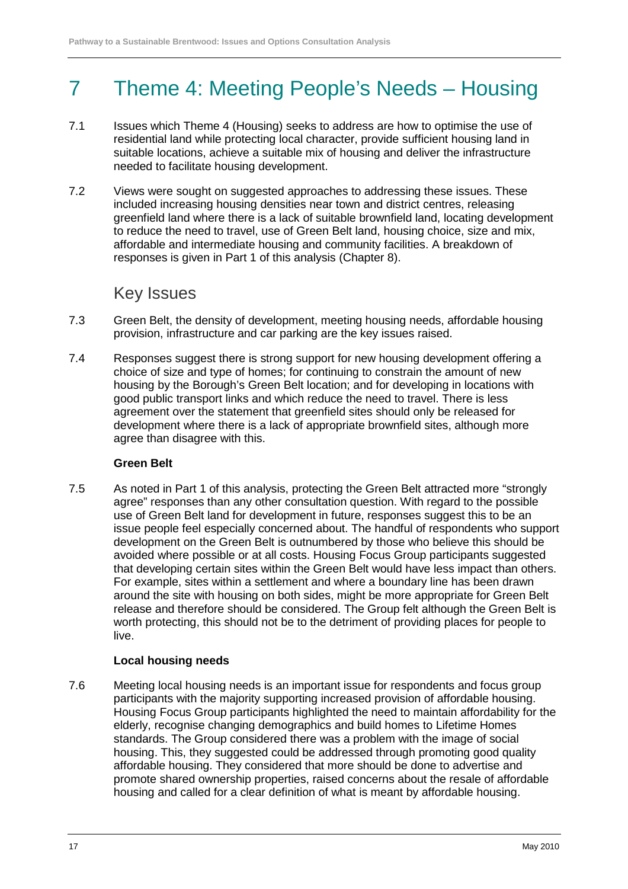# 7 Theme 4: Meeting People's Needs – Housing

7.1 Issues which Theme 4 (Housing) seeks to address are how to optimise the use of residential land while protecting local character, provide sufficient housing land in suitable locations, achieve a suitable mix of housing and deliver the infrastructure needed to facilitate housing development.

7.2 Views were sought on suggested approaches to addressing these issues. These included increasing housing densities near town and district centres, releasing greenfield land where there is a lack of suitable brownfield land, locating development to reduce the need to travel, use of Green Belt land, housing choice, size and mix, affordable and intermediate housing and community facilities. A breakdown of responses is given in Part 1 of this analysis (Chapter 8).

## Key Issues

7.3 Green Belt, the density of development, meeting housing needs, affordable housing provision, infrastructure and car parking are the key issues raised.

7.4 Responses suggest there is strong support for new housing development offering a choice of size and type of homes; for continuing to constrain the amount of new housing by the Borough's Green Belt location; and for developing in locations with good public transport links and which reduce the need to travel. There is less agreement over the statement that greenfield sites should only be released for development where there is a lack of appropriate brownfield sites, although more agree than disagree with this.

**Green Belt**

7.5 As noted in Part 1 of this analysis, protecting the Green Belt attracted more "strongly agree" responses than any other consultation question. With regard to the possible use of Green Belt land for development in future, responses suggest this to be an issue people feel especially concerned about. The handful of respondents who support development on the Green Belt is outnumbered by those who believe this should be avoided where possible or at all costs. Housing Focus Group participants suggested that developing certain sites within the Green Belt would have less impact than others. For example, sites within a settlement and where a boundary line has been drawn around the site with housing on both sides, might be more appropriate for Green Belt release and therefore should be considered. The Group felt although the Green Belt is worth protecting, this should not be to the detriment of providing places for people to live.

**Local housing needs**

7.6 Meeting local housing needs is an important issue for respondents and focus group participants with the majority supporting increased provision of affordable housing. Housing Focus Group participants highlighted the need to maintain affordability for the elderly, recognise changing demographics and build homes to Lifetime Homes standards. The Group considered there was a problem with the image of social housing. This, they suggested could be addressed through promoting good quality affordable housing. They considered that more should be done to advertise and promote shared ownership properties, raised concerns about the resale of affordable housing and called for a clear definition of what is meant by affordable housing.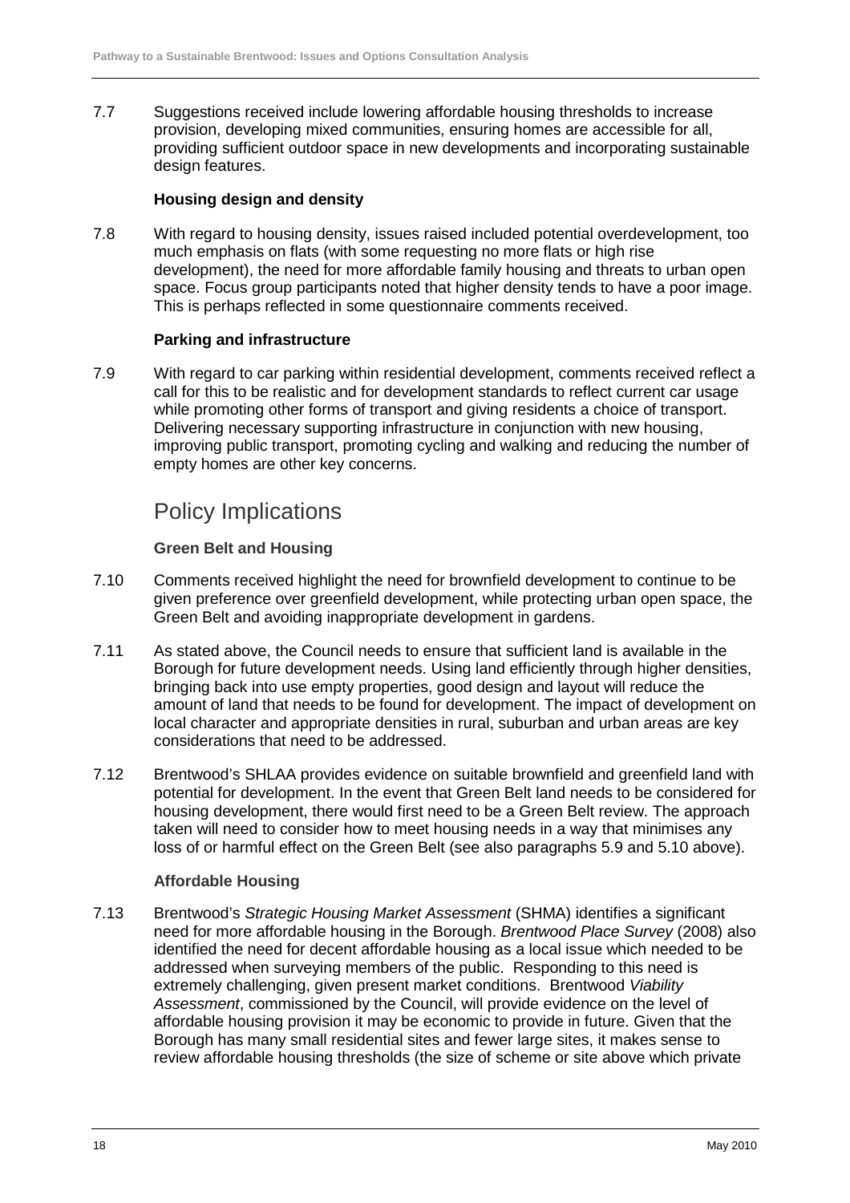7.7 Suggestions received include lowering affordable housing thresholds to increase provision, developing mixed communities, ensuring homes are accessible for all, providing sufficient outdoor space in new developments and incorporating sustainable design features.

**Housing design and density**

7.8 With regard to housing density, issues raised included potential overdevelopment, too much emphasis on flats (with some requesting no more flats or high rise development), the need for more affordable family housing and threats to urban open space. Focus group participants noted that higher density tends to have a poor image. This is perhaps reflected in some questionnaire comments received.

**Parking and infrastructure**

7.9 With regard to car parking within residential development, comments received reflect a call for this to be realistic and for development standards to reflect current car usage while promoting other forms of transport and giving residents a choice of transport. Delivering necessary supporting infrastructure in conjunction with new housing, improving public transport, promoting cycling and walking and reducing the number of empty homes are other key concerns.

## Policy Implications

**Green Belt and Housing**

7.10 Comments received highlight the need for brownfield development to continue to be given preference over greenfield development, while protecting urban open space, the Green Belt and avoiding inappropriate development in gardens.

7.11 As stated above, the Council needs to ensure that sufficient land is available in the Borough for future development needs. Using land efficiently through higher densities, bringing back into use empty properties, good design and layout will reduce the amount of land that needs to be found for development. The impact of development on local character and appropriate densities in rural, suburban and urban areas are key considerations that need to be addressed.

7.12 Brentwood's SHLAA provides evidence on suitable brownfield and greenfield land with potential for development. In the event that Green Belt land needs to be considered for housing development, there would first need to be a Green Belt review. The approach taken will need to consider how to meet housing needs in a way that minimises any loss of or harmful effect on the Green Belt (see also paragraphs 5.9 and 5.10 above).

**Affordable Housing**

7.13 Brentwood's *Strategic Housing Market Assessment* (SHMA) identifies a significant need for more affordable housing in the Borough. *Brentwood Place Survey* (2008) also identified the need for decent affordable housing as a local issue which needed to be addressed when surveying members of the public. Responding to this need is extremely challenging, given present market conditions. Brentwood *Viability Assessment*, commissioned by the Council, will provide evidence on the level of affordable housing provision it may be economic to provide in future. Given that the Borough has many small residential sites and fewer large sites, it makes sense to review affordable housing thresholds (the size of scheme or site above which private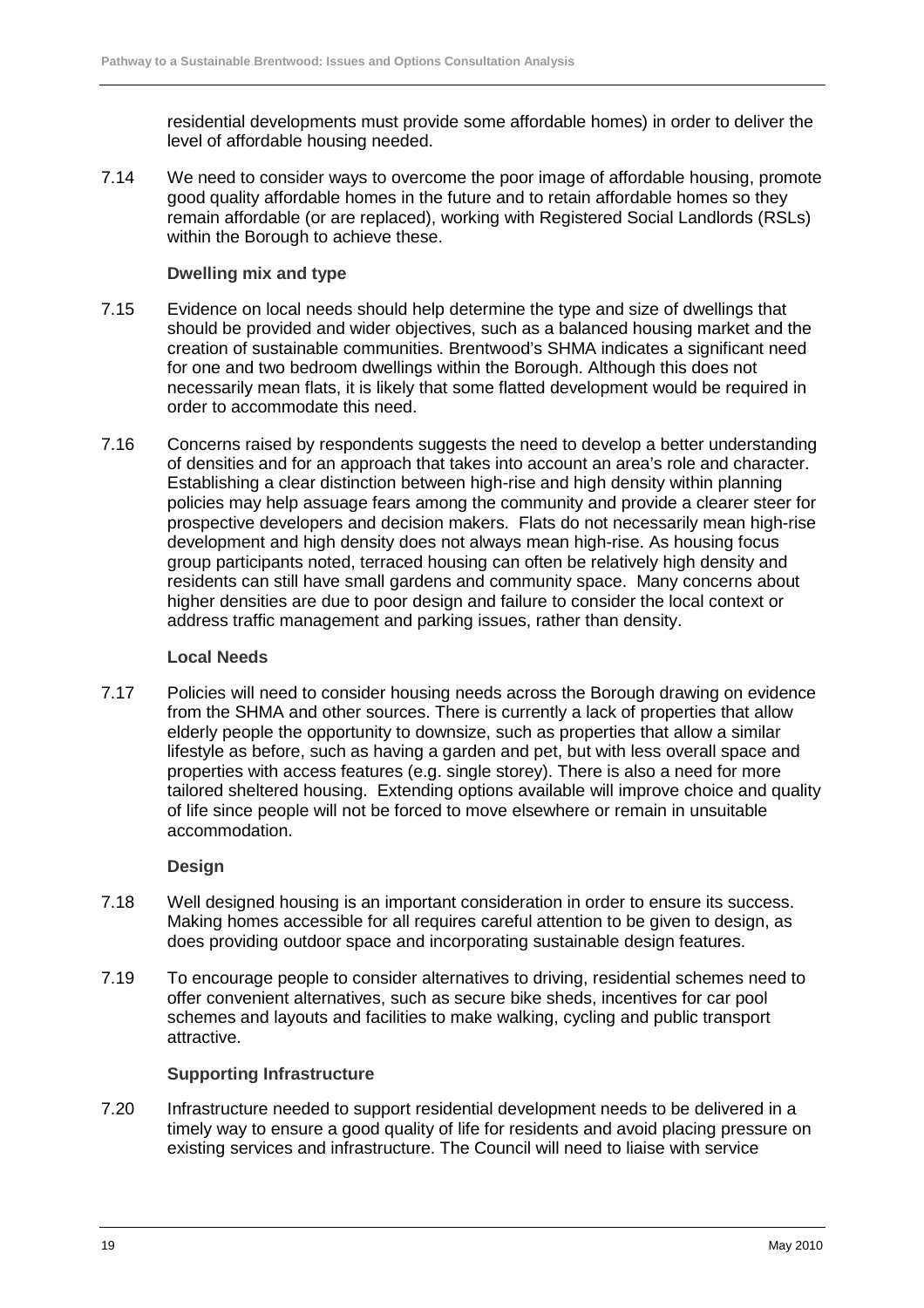residential developments must provide some affordable homes) in order to deliver the level of affordable housing needed.

7.14 We need to consider ways to overcome the poor image of affordable housing, promote good quality affordable homes in the future and to retain affordable homes so they remain affordable (or are replaced), working with Registered Social Landlords (RSLs) within the Borough to achieve these.

**Dwelling mix and type**

7.15 Evidence on local needs should help determine the type and size of dwellings that should be provided and wider objectives, such as a balanced housing market and the creation of sustainable communities. Brentwood's SHMA indicates a significant need for one and two bedroom dwellings within the Borough. Although this does not necessarily mean flats, it is likely that some flatted development would be required in order to accommodate this need.

7.16 Concerns raised by respondents suggests the need to develop a better understanding of densities and for an approach that takes into account an area's role and character. Establishing a clear distinction between high-rise and high density within planning policies may help assuage fears among the community and provide a clearer steer for prospective developers and decision makers. Flats do not necessarily mean high-rise development and high density does not always mean high-rise. As housing focus group participants noted, terraced housing can often be relatively high density and residents can still have small gardens and community space. Many concerns about higher densities are due to poor design and failure to consider the local context or address traffic management and parking issues, rather than density.

**Local Needs**

7.17 Policies will need to consider housing needs across the Borough drawing on evidence from the SHMA and other sources. There is currently a lack of properties that allow elderly people the opportunity to downsize, such as properties that allow a similar lifestyle as before, such as having a garden and pet, but with less overall space and properties with access features (e.g. single storey). There is also a need for more tailored sheltered housing. Extending options available will improve choice and quality of life since people will not be forced to move elsewhere or remain in unsuitable accommodation.

**Design**

7.18 Well designed housing is an important consideration in order to ensure its success. Making homes accessible for all requires careful attention to be given to design, as does providing outdoor space and incorporating sustainable design features.

7.19 To encourage people to consider alternatives to driving, residential schemes need to offer convenient alternatives, such as secure bike sheds, incentives for car pool schemes and layouts and facilities to make walking, cycling and public transport attractive.

**Supporting Infrastructure**

7.20 Infrastructure needed to support residential development needs to be delivered in a timely way to ensure a good quality of life for residents and avoid placing pressure on existing services and infrastructure. The Council will need to liaise with service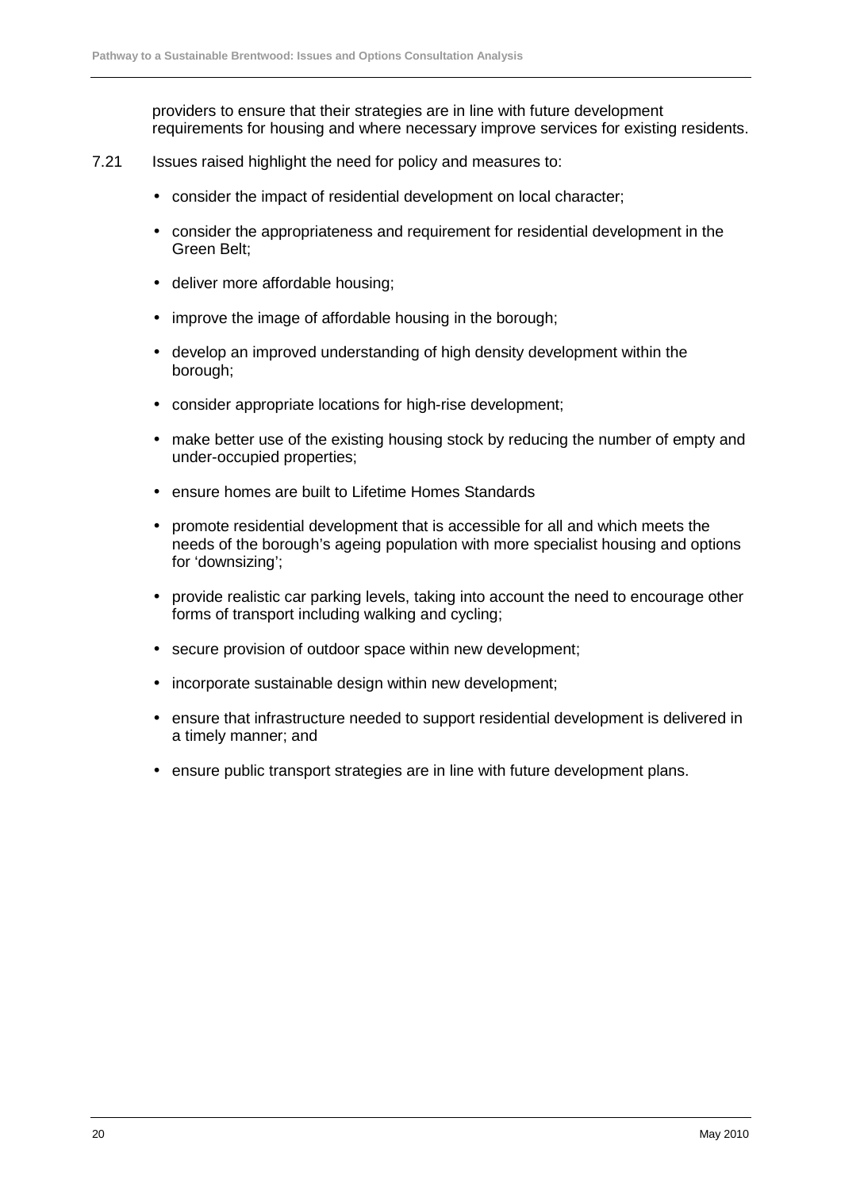providers to ensure that their strategies are in line with future development requirements for housing and where necessary improve services for existing residents.

7.21 Issues raised highlight the need for policy and measures to:

- consider the impact of residential development on local character;
- consider the appropriateness and requirement for residential development in the Green Belt;
- deliver more affordable housing;
- improve the image of affordable housing in the borough;
- develop an improved understanding of high density development within the borough;
- consider appropriate locations for high-rise development;
- make better use of the existing housing stock by reducing the number of empty and under-occupied properties;
- ensure homes are built to Lifetime Homes Standards
- promote residential development that is accessible for all and which meets the needs of the borough's ageing population with more specialist housing and options for 'downsizing';
- provide realistic car parking levels, taking into account the need to encourage other forms of transport including walking and cycling;
- secure provision of outdoor space within new development;
- incorporate sustainable design within new development;
- ensure that infrastructure needed to support residential development is delivered in a timely manner; and
- ensure public transport strategies are in line with future development plans.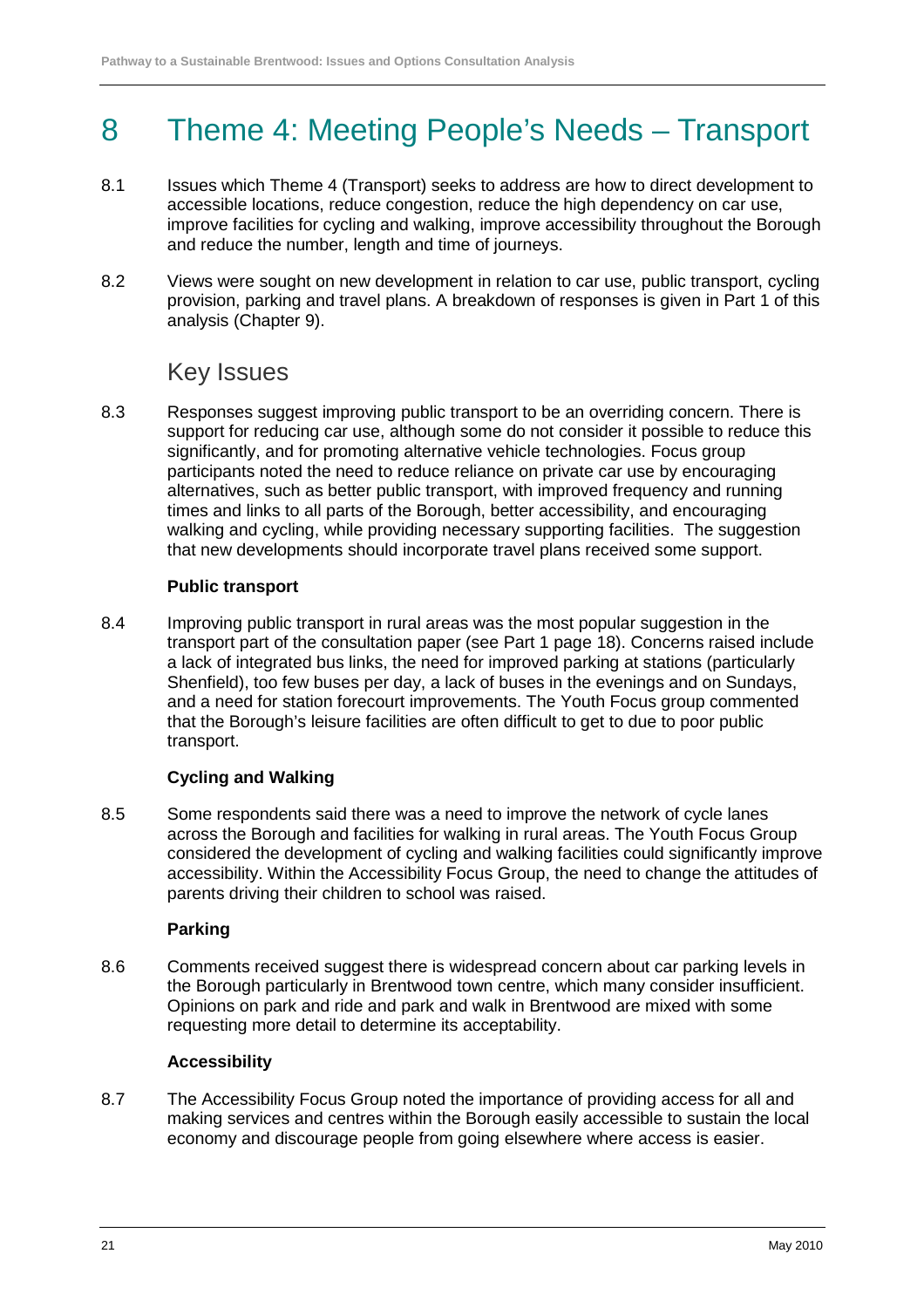# 8 Theme 4: Meeting People's Needs – Transport

8.1 Issues which Theme 4 (Transport) seeks to address are how to direct development to accessible locations, reduce congestion, reduce the high dependency on car use, improve facilities for cycling and walking, improve accessibility throughout the Borough and reduce the number, length and time of journeys.

8.2 Views were sought on new development in relation to car use, public transport, cycling provision, parking and travel plans. A breakdown of responses is given in Part 1 of this analysis (Chapter 9).

## Key Issues

8.3 Responses suggest improving public transport to be an overriding concern. There is support for reducing car use, although some do not consider it possible to reduce this significantly, and for promoting alternative vehicle technologies. Focus group participants noted the need to reduce reliance on private car use by encouraging alternatives, such as better public transport, with improved frequency and running times and links to all parts of the Borough, better accessibility, and encouraging walking and cycling, while providing necessary supporting facilities. The suggestion that new developments should incorporate travel plans received some support.

### Public transport

8.4 Improving public transport in rural areas was the most popular suggestion in the transport part of the consultation paper (see Part 1 page 18). Concerns raised include a lack of integrated bus links, the need for improved parking at stations (particularly Shenfield), too few buses per day, a lack of buses in the evenings and on Sundays, and a need for station forecourt improvements. The Youth Focus group commented that the Borough's leisure facilities are often difficult to get to due to poor public transport.

### Cycling and Walking

8.5 Some respondents said there was a need to improve the network of cycle lanes across the Borough and facilities for walking in rural areas. The Youth Focus Group considered the development of cycling and walking facilities could significantly improve accessibility. Within the Accessibility Focus Group, the need to change the attitudes of parents driving their children to school was raised.

### Parking

8.6 Comments received suggest there is widespread concern about car parking levels in the Borough particularly in Brentwood town centre, which many consider insufficient. Opinions on park and ride and park and walk in Brentwood are mixed with some requesting more detail to determine its acceptability.

### Accessibility

8.7 The Accessibility Focus Group noted the importance of providing access for all and making services and centres within the Borough easily accessible to sustain the local economy and discourage people from going elsewhere where access is easier.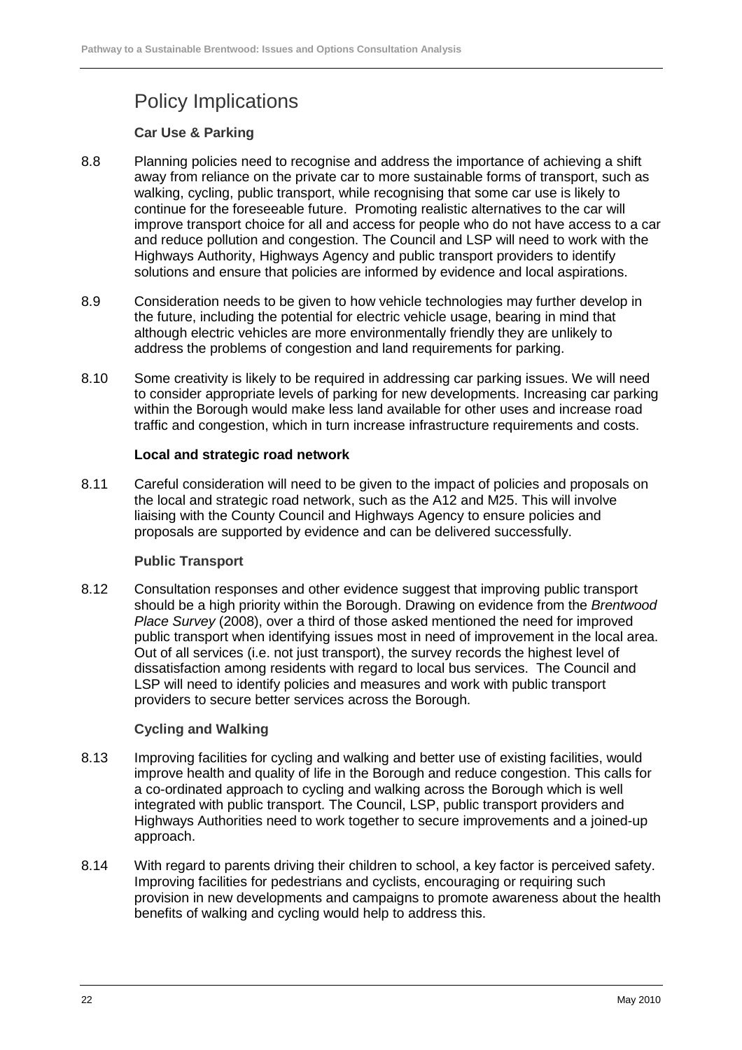## Policy Implications

### Car Use & Parking

8.8 Planning policies need to recognise and address the importance of achieving a shift away from reliance on the private car to more sustainable forms of transport, such as walking, cycling, public transport, while recognising that some car use is likely to continue for the foreseeable future. Promoting realistic alternatives to the car will improve transport choice for all and access for people who do not have access to a car and reduce pollution and congestion. The Council and LSP will need to work with the Highways Authority, Highways Agency and public transport providers to identify solutions and ensure that policies are informed by evidence and local aspirations.

8.9 Consideration needs to be given to how vehicle technologies may further develop in the future, including the potential for electric vehicle usage, bearing in mind that although electric vehicles are more environmentally friendly they are unlikely to address the problems of congestion and land requirements for parking.

8.10 Some creativity is likely to be required in addressing car parking issues. We will need to consider appropriate levels of parking for new developments. Increasing car parking within the Borough would make less land available for other uses and increase road traffic and congestion, which in turn increase infrastructure requirements and costs.

### Local and strategic road network

8.11 Careful consideration will need to be given to the impact of policies and proposals on the local and strategic road network, such as the A12 and M25. This will involve liaising with the County Council and Highways Agency to ensure policies and proposals are supported by evidence and can be delivered successfully.

### Public Transport

8.12 Consultation responses and other evidence suggest that improving public transport should be a high priority within the Borough. Drawing on evidence from the *Brentwood Place Survey* (2008), over a third of those asked mentioned the need for improved public transport when identifying issues most in need of improvement in the local area. Out of all services (i.e. not just transport), the survey records the highest level of dissatisfaction among residents with regard to local bus services. The Council and LSP will need to identify policies and measures and work with public transport providers to secure better services across the Borough.

### Cycling and Walking

8.13 Improving facilities for cycling and walking and better use of existing facilities, would improve health and quality of life in the Borough and reduce congestion. This calls for a co-ordinated approach to cycling and walking across the Borough which is well integrated with public transport. The Council, LSP, public transport providers and Highways Authorities need to work together to secure improvements and a joined-up approach.

8.14 With regard to parents driving their children to school, a key factor is perceived safety. Improving facilities for pedestrians and cyclists, encouraging or requiring such provision in new developments and campaigns to promote awareness about the health benefits of walking and cycling would help to address this.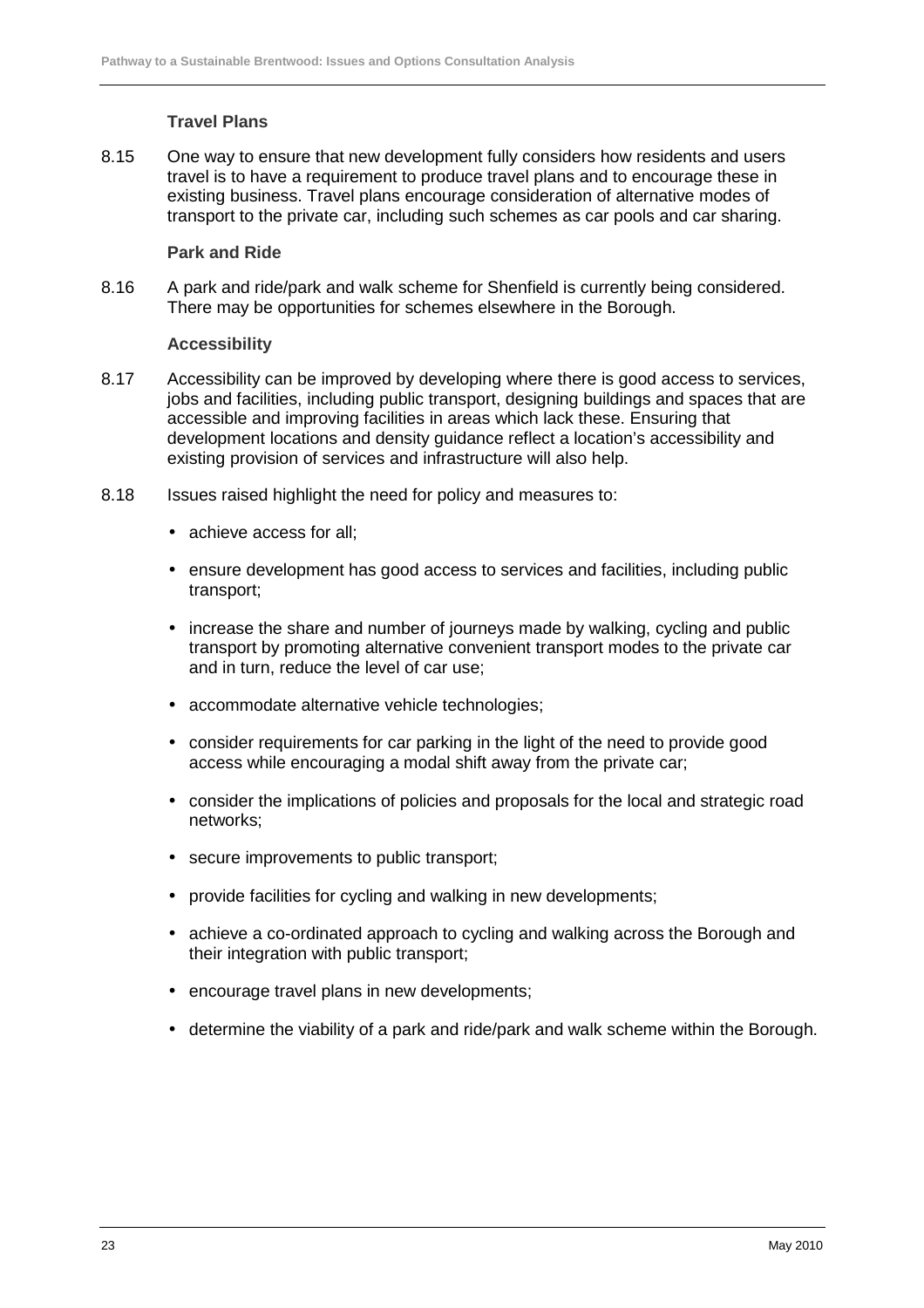### Travel Plans

8.15 One way to ensure that new development fully considers how residents and users travel is to have a requirement to produce travel plans and to encourage these in existing business. Travel plans encourage consideration of alternative modes of transport to the private car, including such schemes as car pools and car sharing.

### Park and Ride

8.16 A park and ride/park and walk scheme for Shenfield is currently being considered. There may be opportunities for schemes elsewhere in the Borough.

### Accessibility

8.17 Accessibility can be improved by developing where there is good access to services, jobs and facilities, including public transport, designing buildings and spaces that are accessible and improving facilities in areas which lack these. Ensuring that development locations and density guidance reflect a location's accessibility and existing provision of services and infrastructure will also help.

8.18 Issues raised highlight the need for policy and measures to:

- achieve access for all;
- ensure development has good access to services and facilities, including public transport;
- increase the share and number of journeys made by walking, cycling and public transport by promoting alternative convenient transport modes to the private car and in turn, reduce the level of car use;
- accommodate alternative vehicle technologies;
- consider requirements for car parking in the light of the need to provide good access while encouraging a modal shift away from the private car;
- consider the implications of policies and proposals for the local and strategic road networks;
- secure improvements to public transport;
- provide facilities for cycling and walking in new developments;
- achieve a co-ordinated approach to cycling and walking across the Borough and their integration with public transport;
- encourage travel plans in new developments;
- determine the viability of a park and ride/park and walk scheme within the Borough.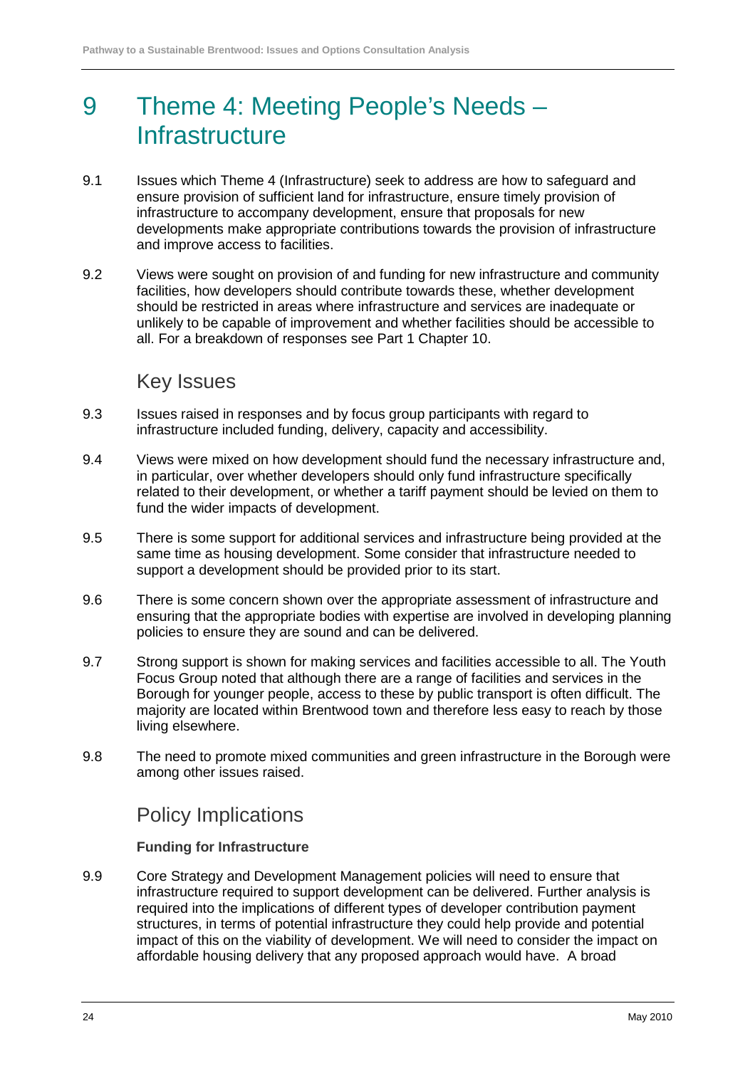# 9 Theme 4: Meeting People's Needs – Infrastructure

9.1 Issues which Theme 4 (Infrastructure) seek to address are how to safeguard and ensure provision of sufficient land for infrastructure, ensure timely provision of infrastructure to accompany development, ensure that proposals for new developments make appropriate contributions towards the provision of infrastructure and improve access to facilities.

9.2 Views were sought on provision of and funding for new infrastructure and community facilities, how developers should contribute towards these, whether development should be restricted in areas where infrastructure and services are inadequate or unlikely to be capable of improvement and whether facilities should be accessible to all. For a breakdown of responses see Part 1 Chapter 10.

## Key Issues

9.3 Issues raised in responses and by focus group participants with regard to infrastructure included funding, delivery, capacity and accessibility.

9.4 Views were mixed on how development should fund the necessary infrastructure and, in particular, over whether developers should only fund infrastructure specifically related to their development, or whether a tariff payment should be levied on them to fund the wider impacts of development.

9.5 There is some support for additional services and infrastructure being provided at the same time as housing development. Some consider that infrastructure needed to support a development should be provided prior to its start.

9.6 There is some concern shown over the appropriate assessment of infrastructure and ensuring that the appropriate bodies with expertise are involved in developing planning policies to ensure they are sound and can be delivered.

9.7 Strong support is shown for making services and facilities accessible to all. The Youth Focus Group noted that although there are a range of facilities and services in the Borough for younger people, access to these by public transport is often difficult. The majority are located within Brentwood town and therefore less easy to reach by those living elsewhere.

9.8 The need to promote mixed communities and green infrastructure in the Borough were among other issues raised.

## Policy Implications

**Funding for Infrastructure**

9.9 Core Strategy and Development Management policies will need to ensure that infrastructure required to support development can be delivered. Further analysis is required into the implications of different types of developer contribution payment structures, in terms of potential infrastructure they could help provide and potential impact of this on the viability of development. We will need to consider the impact on affordable housing delivery that any proposed approach would have. A broad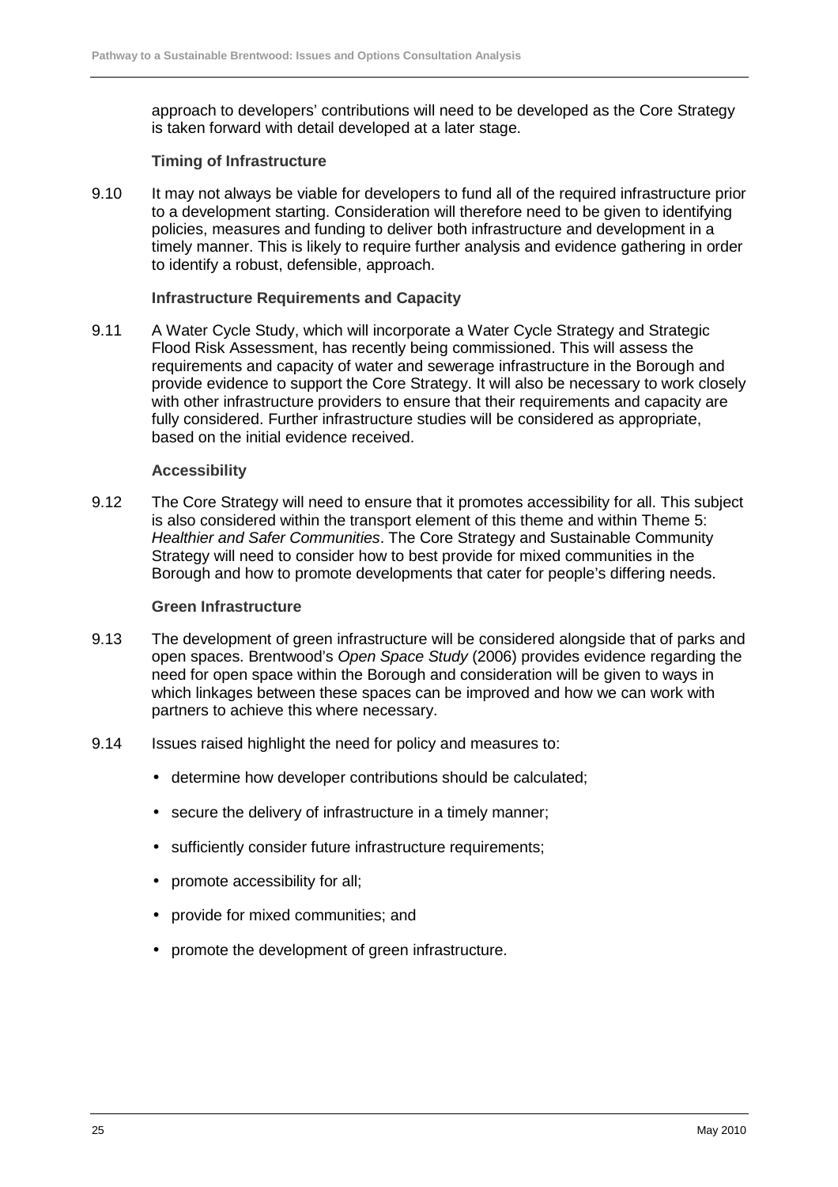approach to developers' contributions will need to be developed as the Core Strategy is taken forward with detail developed at a later stage.

### Timing of Infrastructure

9.10 It may not always be viable for developers to fund all of the required infrastructure prior to a development starting. Consideration will therefore need to be given to identifying policies, measures and funding to deliver both infrastructure and development in a timely manner. This is likely to require further analysis and evidence gathering in order to identify a robust, defensible, approach.

### Infrastructure Requirements and Capacity

9.11 A Water Cycle Study, which will incorporate a Water Cycle Strategy and Strategic Flood Risk Assessment, has recently being commissioned. This will assess the requirements and capacity of water and sewerage infrastructure in the Borough and provide evidence to support the Core Strategy. It will also be necessary to work closely with other infrastructure providers to ensure that their requirements and capacity are fully considered. Further infrastructure studies will be considered as appropriate, based on the initial evidence received.

### Accessibility

9.12 The Core Strategy will need to ensure that it promotes accessibility for all. This subject is also considered within the transport element of this theme and within Theme 5: *Healthier and Safer Communities*. The Core Strategy and Sustainable Community Strategy will need to consider how to best provide for mixed communities in the Borough and how to promote developments that cater for people's differing needs.

### Green Infrastructure

9.13 The development of green infrastructure will be considered alongside that of parks and open spaces. Brentwood's *Open Space Study* (2006) provides evidence regarding the need for open space within the Borough and consideration will be given to ways in which linkages between these spaces can be improved and how we can work with partners to achieve this where necessary.

9.14 Issues raised highlight the need for policy and measures to:

- determine how developer contributions should be calculated;
- secure the delivery of infrastructure in a timely manner;
- sufficiently consider future infrastructure requirements;
- promote accessibility for all;
- provide for mixed communities; and
- promote the development of green infrastructure.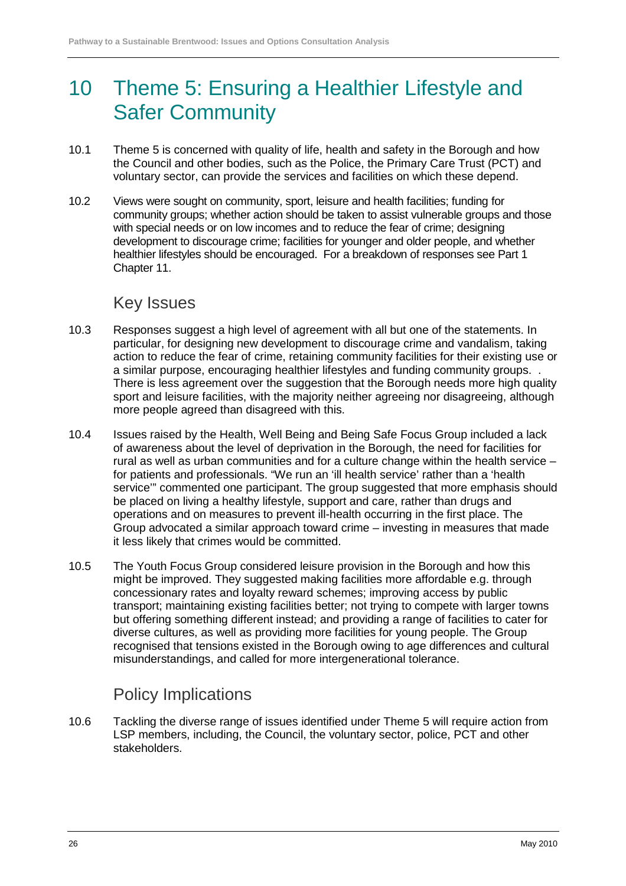# 10 Theme 5: Ensuring a Healthier Lifestyle and Safer Community

10.1 Theme 5 is concerned with quality of life, health and safety in the Borough and how the Council and other bodies, such as the Police, the Primary Care Trust (PCT) and voluntary sector, can provide the services and facilities on which these depend.

10.2 Views were sought on community, sport, leisure and health facilities; funding for community groups; whether action should be taken to assist vulnerable groups and those with special needs or on low incomes and to reduce the fear of crime; designing development to discourage crime; facilities for younger and older people, and whether healthier lifestyles should be encouraged. For a breakdown of responses see Part 1 Chapter 11.

## Key Issues

10.3 Responses suggest a high level of agreement with all but one of the statements. In particular, for designing new development to discourage crime and vandalism, taking action to reduce the fear of crime, retaining community facilities for their existing use or a similar purpose, encouraging healthier lifestyles and funding community groups. . There is less agreement over the suggestion that the Borough needs more high quality sport and leisure facilities, with the majority neither agreeing nor disagreeing, although more people agreed than disagreed with this.

10.4 Issues raised by the Health, Well Being and Being Safe Focus Group included a lack of awareness about the level of deprivation in the Borough, the need for facilities for rural as well as urban communities and for a culture change within the health service – for patients and professionals. "We run an 'ill health service' rather than a 'health service'" commented one participant. The group suggested that more emphasis should be placed on living a healthy lifestyle, support and care, rather than drugs and operations and on measures to prevent ill-health occurring in the first place. The Group advocated a similar approach toward crime – investing in measures that made it less likely that crimes would be committed.

10.5 The Youth Focus Group considered leisure provision in the Borough and how this might be improved. They suggested making facilities more affordable e.g. through concessionary rates and loyalty reward schemes; improving access by public transport; maintaining existing facilities better; not trying to compete with larger towns but offering something different instead; and providing a range of facilities to cater for diverse cultures, as well as providing more facilities for young people. The Group recognised that tensions existed in the Borough owing to age differences and cultural misunderstandings, and called for more intergenerational tolerance.

## Policy Implications

10.6 Tackling the diverse range of issues identified under Theme 5 will require action from LSP members, including, the Council, the voluntary sector, police, PCT and other stakeholders.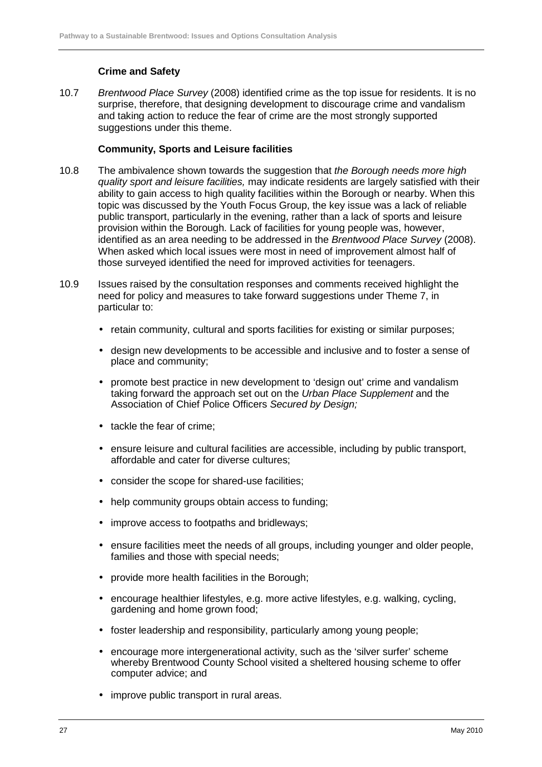### Crime and Safety

10.7 *Brentwood Place Survey* (2008) identified crime as the top issue for residents. It is no surprise, therefore, that designing development to discourage crime and vandalism and taking action to reduce the fear of crime are the most strongly supported suggestions under this theme.

### Community, Sports and Leisure facilities

10.8 The ambivalence shown towards the suggestion that *the Borough needs more high quality sport and leisure facilities,* may indicate residents are largely satisfied with their ability to gain access to high quality facilities within the Borough or nearby. When this topic was discussed by the Youth Focus Group, the key issue was a lack of reliable public transport, particularly in the evening, rather than a lack of sports and leisure provision within the Borough. Lack of facilities for young people was, however, identified as an area needing to be addressed in the *Brentwood Place Survey* (2008). When asked which local issues were most in need of improvement almost half of those surveyed identified the need for improved activities for teenagers.

10.9 Issues raised by the consultation responses and comments received highlight the need for policy and measures to take forward suggestions under Theme 7, in particular to:

- retain community, cultural and sports facilities for existing or similar purposes;
- design new developments to be accessible and inclusive and to foster a sense of place and community;
- promote best practice in new development to 'design out' crime and vandalism taking forward the approach set out on the *Urban Place Supplement* and the Association of Chief Police Officers *Secured by Design;*
- tackle the fear of crime;
- ensure leisure and cultural facilities are accessible, including by public transport, affordable and cater for diverse cultures;
- consider the scope for shared-use facilities;
- help community groups obtain access to funding;
- improve access to footpaths and bridleways;
- ensure facilities meet the needs of all groups, including younger and older people, families and those with special needs;
- provide more health facilities in the Borough;
- encourage healthier lifestyles, e.g. more active lifestyles, e.g. walking, cycling, gardening and home grown food;
- foster leadership and responsibility, particularly among young people;
- encourage more intergenerational activity, such as the 'silver surfer' scheme whereby Brentwood County School visited a sheltered housing scheme to offer computer advice; and
- improve public transport in rural areas.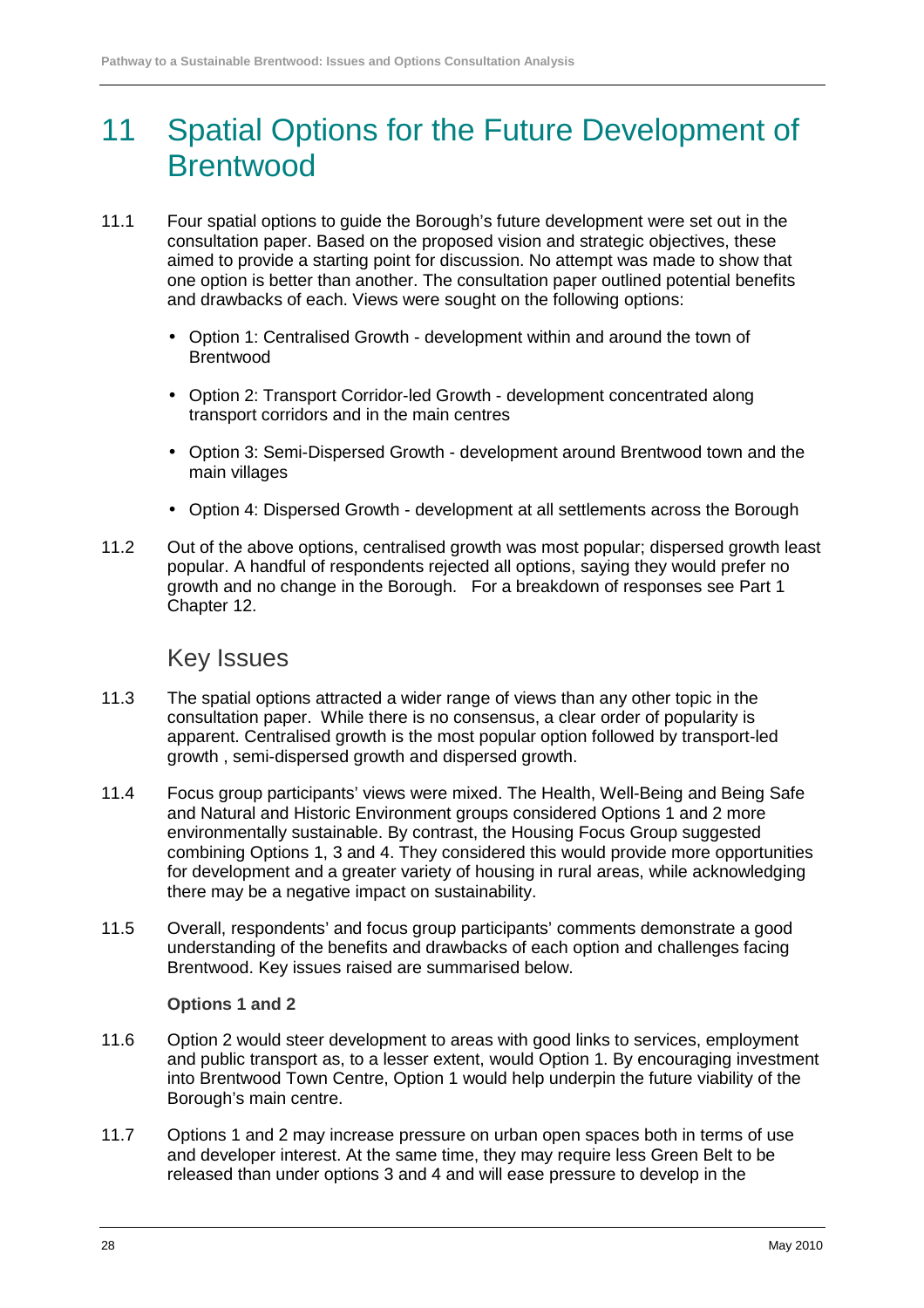# 11 Spatial Options for the Future Development of Brentwood

11.1 Four spatial options to guide the Borough's future development were set out in the consultation paper. Based on the proposed vision and strategic objectives, these aimed to provide a starting point for discussion. No attempt was made to show that one option is better than another. The consultation paper outlined potential benefits and drawbacks of each. Views were sought on the following options:

- Option 1: Centralised Growth - development within and around the town of Brentwood
- Option 2: Transport Corridor-led Growth - development concentrated along transport corridors and in the main centres
- Option 3: Semi-Dispersed Growth - development around Brentwood town and the main villages
- Option 4: Dispersed Growth - development at all settlements across the Borough

11.2 Out of the above options, centralised growth was most popular; dispersed growth least popular. A handful of respondents rejected all options, saying they would prefer no growth and no change in the Borough. For a breakdown of responses see Part 1 Chapter 12.

## Key Issues

11.3 The spatial options attracted a wider range of views than any other topic in the consultation paper. While there is no consensus, a clear order of popularity is apparent. Centralised growth is the most popular option followed by transport-led growth , semi-dispersed growth and dispersed growth.

11.4 Focus group participants' views were mixed. The Health, Well-Being and Being Safe and Natural and Historic Environment groups considered Options 1 and 2 more environmentally sustainable. By contrast, the Housing Focus Group suggested combining Options 1, 3 and 4. They considered this would provide more opportunities for development and a greater variety of housing in rural areas, while acknowledging there may be a negative impact on sustainability.

11.5 Overall, respondents' and focus group participants' comments demonstrate a good understanding of the benefits and drawbacks of each option and challenges facing Brentwood. Key issues raised are summarised below.

**Options 1 and 2**

11.6 Option 2 would steer development to areas with good links to services, employment and public transport as, to a lesser extent, would Option 1. By encouraging investment into Brentwood Town Centre, Option 1 would help underpin the future viability of the Borough's main centre.

11.7 Options 1 and 2 may increase pressure on urban open spaces both in terms of use and developer interest. At the same time, they may require less Green Belt to be released than under options 3 and 4 and will ease pressure to develop in the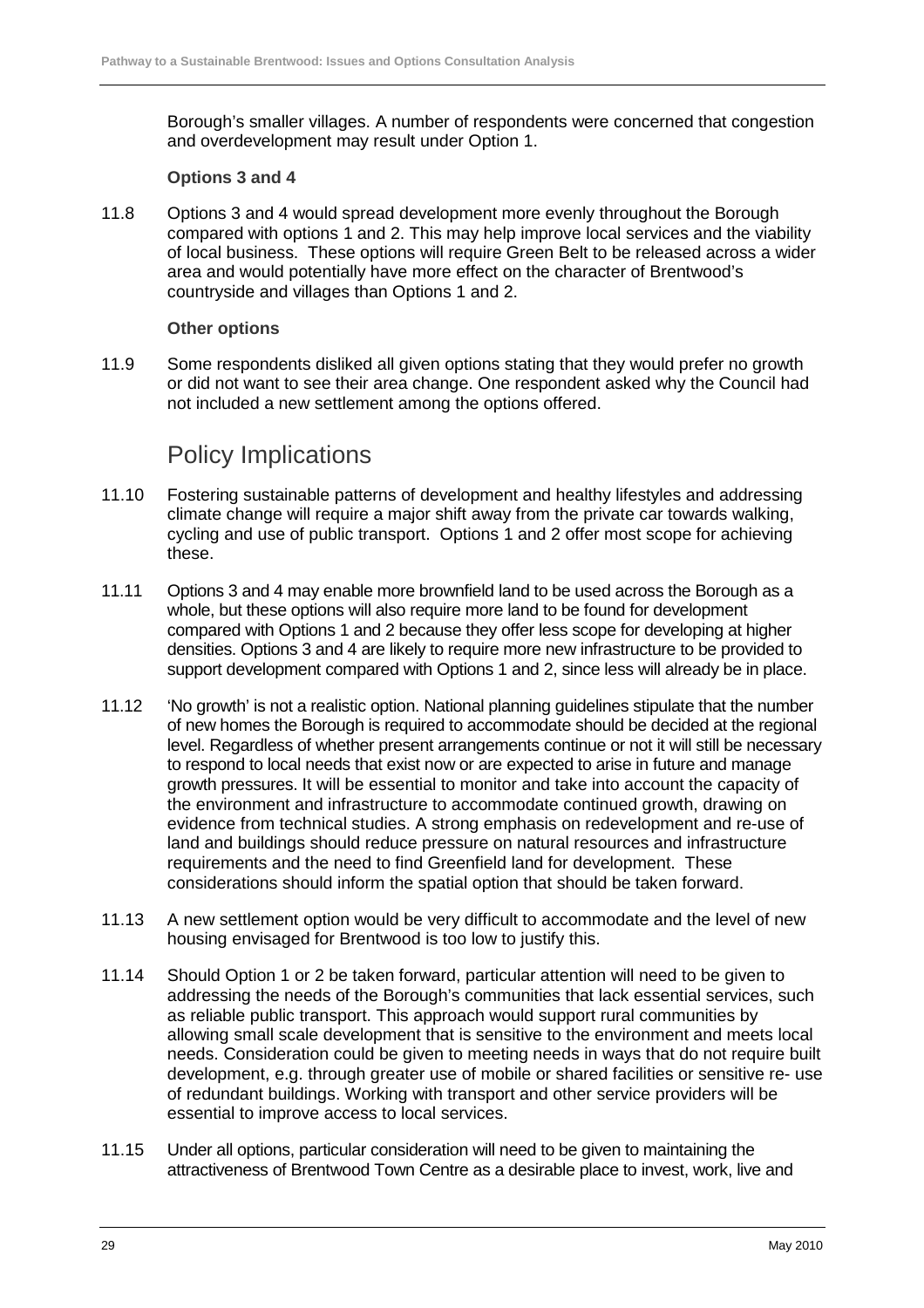Borough's smaller villages. A number of respondents were concerned that congestion and overdevelopment may result under Option 1.

**Options 3 and 4**

11.8 Options 3 and 4 would spread development more evenly throughout the Borough compared with options 1 and 2. This may help improve local services and the viability of local business. These options will require Green Belt to be released across a wider area and would potentially have more effect on the character of Brentwood's countryside and villages than Options 1 and 2.

**Other options**

11.9 Some respondents disliked all given options stating that they would prefer no growth or did not want to see their area change. One respondent asked why the Council had not included a new settlement among the options offered.

## Policy Implications

11.10 Fostering sustainable patterns of development and healthy lifestyles and addressing climate change will require a major shift away from the private car towards walking, cycling and use of public transport. Options 1 and 2 offer most scope for achieving these.

11.11 Options 3 and 4 may enable more brownfield land to be used across the Borough as a whole, but these options will also require more land to be found for development compared with Options 1 and 2 because they offer less scope for developing at higher densities. Options 3 and 4 are likely to require more new infrastructure to be provided to support development compared with Options 1 and 2, since less will already be in place.

11.12 'No growth' is not a realistic option. National planning guidelines stipulate that the number of new homes the Borough is required to accommodate should be decided at the regional level. Regardless of whether present arrangements continue or not it will still be necessary to respond to local needs that exist now or are expected to arise in future and manage growth pressures. It will be essential to monitor and take into account the capacity of the environment and infrastructure to accommodate continued growth, drawing on evidence from technical studies. A strong emphasis on redevelopment and re-use of land and buildings should reduce pressure on natural resources and infrastructure requirements and the need to find Greenfield land for development. These considerations should inform the spatial option that should be taken forward.

11.13 A new settlement option would be very difficult to accommodate and the level of new housing envisaged for Brentwood is too low to justify this.

11.14 Should Option 1 or 2 be taken forward, particular attention will need to be given to addressing the needs of the Borough's communities that lack essential services, such as reliable public transport. This approach would support rural communities by allowing small scale development that is sensitive to the environment and meets local needs. Consideration could be given to meeting needs in ways that do not require built development, e.g. through greater use of mobile or shared facilities or sensitive re- use of redundant buildings. Working with transport and other service providers will be essential to improve access to local services.

11.15 Under all options, particular consideration will need to be given to maintaining the attractiveness of Brentwood Town Centre as a desirable place to invest, work, live and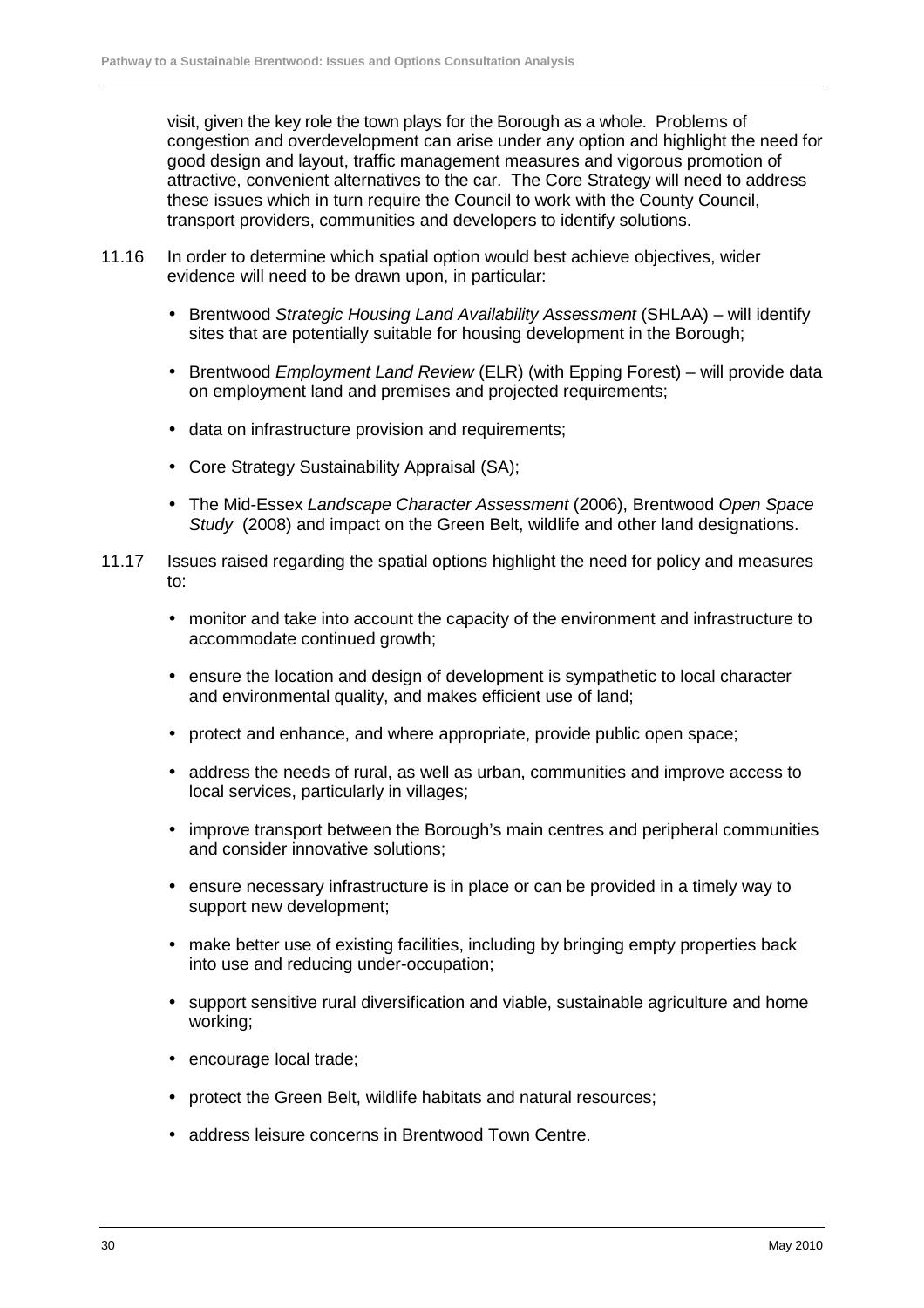visit, given the key role the town plays for the Borough as a whole. Problems of congestion and overdevelopment can arise under any option and highlight the need for good design and layout, traffic management measures and vigorous promotion of attractive, convenient alternatives to the car. The Core Strategy will need to address these issues which in turn require the Council to work with the County Council, transport providers, communities and developers to identify solutions.

11.16 In order to determine which spatial option would best achieve objectives, wider evidence will need to be drawn upon, in particular:

- Brentwood *Strategic Housing Land Availability Assessment* (SHLAA) – will identify sites that are potentially suitable for housing development in the Borough;
- Brentwood *Employment Land Review* (ELR) (with Epping Forest) – will provide data on employment land and premises and projected requirements;
- data on infrastructure provision and requirements;
- Core Strategy Sustainability Appraisal (SA);
- The Mid-Essex *Landscape Character Assessment* (2006), Brentwood *Open Space Study* (2008) and impact on the Green Belt, wildlife and other land designations.

11.17 Issues raised regarding the spatial options highlight the need for policy and measures to:

- monitor and take into account the capacity of the environment and infrastructure to accommodate continued growth;
- ensure the location and design of development is sympathetic to local character and environmental quality, and makes efficient use of land;
- protect and enhance, and where appropriate, provide public open space;
- address the needs of rural, as well as urban, communities and improve access to local services, particularly in villages;
- improve transport between the Borough's main centres and peripheral communities and consider innovative solutions;
- ensure necessary infrastructure is in place or can be provided in a timely way to support new development;
- make better use of existing facilities, including by bringing empty properties back into use and reducing under-occupation;
- support sensitive rural diversification and viable, sustainable agriculture and home working;
- encourage local trade;
- protect the Green Belt, wildlife habitats and natural resources;
- address leisure concerns in Brentwood Town Centre.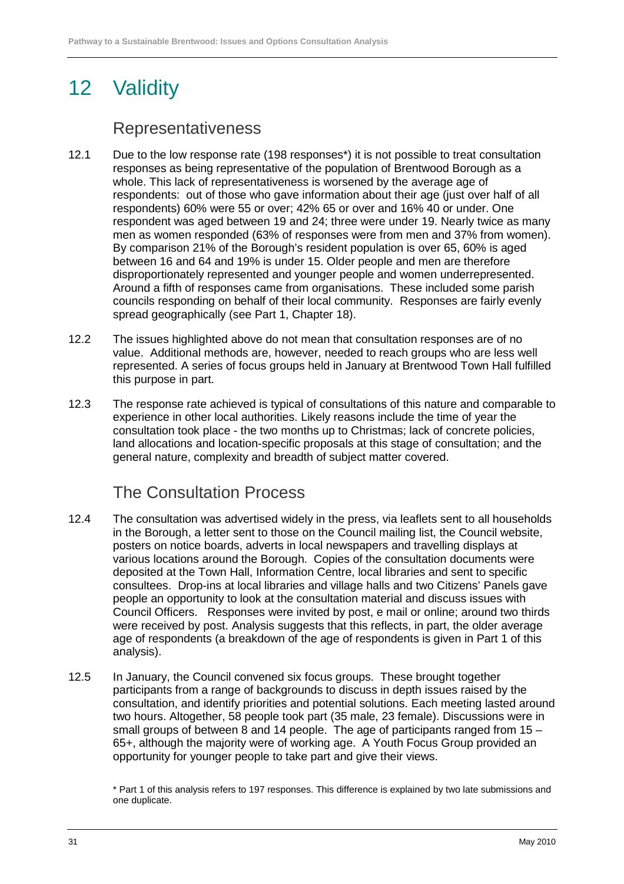# 12 Validity

## Representativeness

12.1 Due to the low response rate (198 responses*) it is not possible to treat consultation responses as being representative of the population of Brentwood Borough as a whole. This lack of representativeness is worsened by the average age of respondents: out of those who gave information about their age (just over half of all respondents) 60% were 55 or over; 42% 65 or over and 16% 40 or under. One respondent was aged between 19 and 24; three were under 19. Nearly twice as many men as women responded (63% of responses were from men and 37% from women). By comparison 21% of the Borough's resident population is over 65, 60% is aged between 16 and 64 and 19% is under 15. Older people and men are therefore disproportionately represented and younger people and women underrepresented. Around a fifth of responses came from organisations. These included some parish councils responding on behalf of their local community. Responses are fairly evenly spread geographically (see Part 1, Chapter 18).

12.2 The issues highlighted above do not mean that consultation responses are of no value. Additional methods are, however, needed to reach groups who are less well represented. A series of focus groups held in January at Brentwood Town Hall fulfilled this purpose in part.

12.3 The response rate achieved is typical of consultations of this nature and comparable to experience in other local authorities. Likely reasons include the time of year the consultation took place - the two months up to Christmas; lack of concrete policies, land allocations and location-specific proposals at this stage of consultation; and the general nature, complexity and breadth of subject matter covered.

## The Consultation Process

12.4 The consultation was advertised widely in the press, via leaflets sent to all households in the Borough, a letter sent to those on the Council mailing list, the Council website, posters on notice boards, adverts in local newspapers and travelling displays at various locations around the Borough. Copies of the consultation documents were deposited at the Town Hall, Information Centre, local libraries and sent to specific consultees. Drop-ins at local libraries and village halls and two Citizens' Panels gave people an opportunity to look at the consultation material and discuss issues with Council Officers. Responses were invited by post, e mail or online; around two thirds were received by post. Analysis suggests that this reflects, in part, the older average age of respondents (a breakdown of the age of respondents is given in Part 1 of this analysis).

12.5 In January, the Council convened six focus groups. These brought together participants from a range of backgrounds to discuss in depth issues raised by the consultation, and identify priorities and potential solutions. Each meeting lasted around two hours. Altogether, 58 people took part (35 male, 23 female). Discussions were in small groups of between 8 and 14 people. The age of participants ranged from 15 – 65+, although the majority were of working age. A Youth Focus Group provided an opportunity for younger people to take part and give their views.

\* Part 1 of this analysis refers to 197 responses. This difference is explained by two late submissions and one duplicate.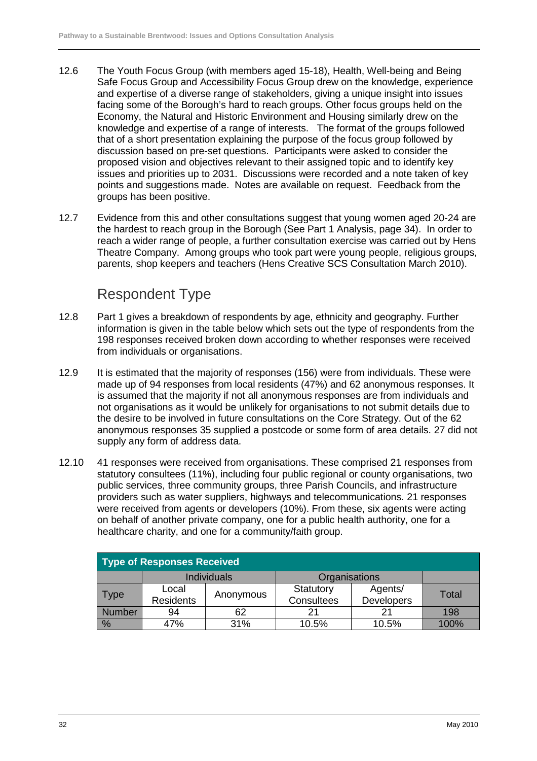12.6 The Youth Focus Group (with members aged 15-18), Health, Well-being and Being Safe Focus Group and Accessibility Focus Group drew on the knowledge, experience and expertise of a diverse range of stakeholders, giving a unique insight into issues facing some of the Borough's hard to reach groups. Other focus groups held on the Economy, the Natural and Historic Environment and Housing similarly drew on the knowledge and expertise of a range of interests. The format of the groups followed that of a short presentation explaining the purpose of the focus group followed by discussion based on pre-set questions. Participants were asked to consider the proposed vision and objectives relevant to their assigned topic and to identify key issues and priorities up to 2031. Discussions were recorded and a note taken of key points and suggestions made. Notes are available on request. Feedback from the groups has been positive.

12.7 Evidence from this and other consultations suggest that young women aged 20-24 are the hardest to reach group in the Borough (See Part 1 Analysis, page 34). In order to reach a wider range of people, a further consultation exercise was carried out by Hens Theatre Company. Among groups who took part were young people, religious groups, parents, shop keepers and teachers (Hens Creative SCS Consultation March 2010).

## Respondent Type

12.8 Part 1 gives a breakdown of respondents by age, ethnicity and geography. Further information is given in the table below which sets out the type of respondents from the 198 responses received broken down according to whether responses were received from individuals or organisations.

12.9 It is estimated that the majority of responses (156) were from individuals. These were made up of 94 responses from local residents (47%) and 62 anonymous responses. It is assumed that the majority if not all anonymous responses are from individuals and not organisations as it would be unlikely for organisations to not submit details due to the desire to be involved in future consultations on the Core Strategy. Out of the 62 anonymous responses 35 supplied a postcode or some form of area details. 27 did not supply any form of address data.

12.10 41 responses were received from organisations. These comprised 21 responses from statutory consultees (11%), including four public regional or county organisations, two public services, three community groups, three Parish Councils, and infrastructure providers such as water suppliers, highways and telecommunications. 21 responses were received from agents or developers (10%). From these, six agents were acting on behalf of another private company, one for a public health authority, one for a healthcare charity, and one for a community/faith group.

| Type of Responses Received | | | | | |
|---|---|---|---|---|---|
| | Individuals | | Organisations | | |
| Type | Local Residents | Anonymous | Statutory Consultees | Agents/ Developers | Total |
| Number | 94 | 62 | 21 | 21 | 198 |
| % | 47% | 31% | 10.5% | 10.5% | 100% |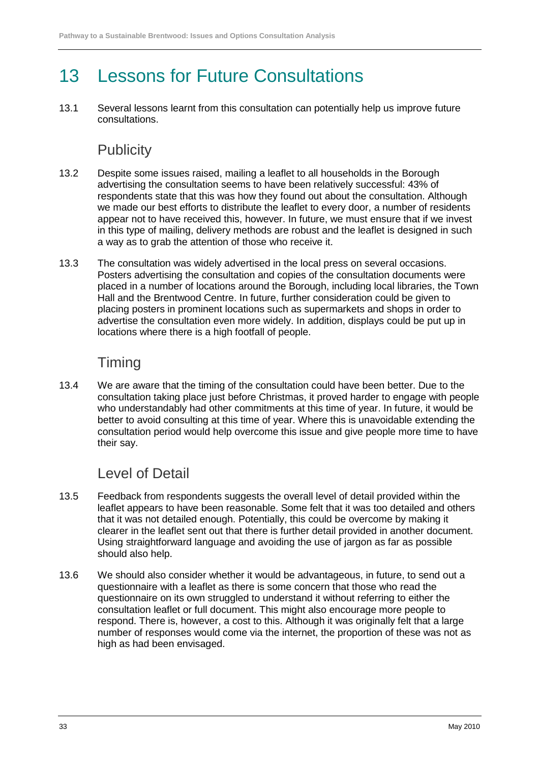# 13 Lessons for Future Consultations

13.1 Several lessons learnt from this consultation can potentially help us improve future consultations.

## Publicity

13.2 Despite some issues raised, mailing a leaflet to all households in the Borough advertising the consultation seems to have been relatively successful: 43% of respondents state that this was how they found out about the consultation. Although we made our best efforts to distribute the leaflet to every door, a number of residents appear not to have received this, however. In future, we must ensure that if we invest in this type of mailing, delivery methods are robust and the leaflet is designed in such a way as to grab the attention of those who receive it.

13.3 The consultation was widely advertised in the local press on several occasions. Posters advertising the consultation and copies of the consultation documents were placed in a number of locations around the Borough, including local libraries, the Town Hall and the Brentwood Centre. In future, further consideration could be given to placing posters in prominent locations such as supermarkets and shops in order to advertise the consultation even more widely. In addition, displays could be put up in locations where there is a high footfall of people.

## Timing

13.4 We are aware that the timing of the consultation could have been better. Due to the consultation taking place just before Christmas, it proved harder to engage with people who understandably had other commitments at this time of year. In future, it would be better to avoid consulting at this time of year. Where this is unavoidable extending the consultation period would help overcome this issue and give people more time to have their say.

## Level of Detail

13.5 Feedback from respondents suggests the overall level of detail provided within the leaflet appears to have been reasonable. Some felt that it was too detailed and others that it was not detailed enough. Potentially, this could be overcome by making it clearer in the leaflet sent out that there is further detail provided in another document. Using straightforward language and avoiding the use of jargon as far as possible should also help.

13.6 We should also consider whether it would be advantageous, in future, to send out a questionnaire with a leaflet as there is some concern that those who read the questionnaire on its own struggled to understand it without referring to either the consultation leaflet or full document. This might also encourage more people to respond. There is, however, a cost to this. Although it was originally felt that a large number of responses would come via the internet, the proportion of these was not as high as had been envisaged.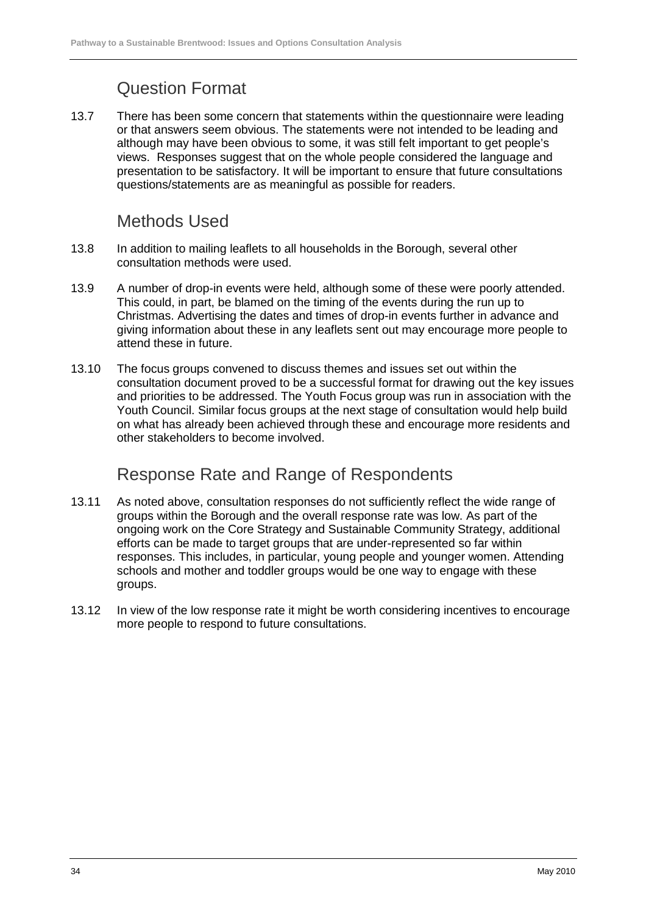## Question Format

13.7 There has been some concern that statements within the questionnaire were leading or that answers seem obvious. The statements were not intended to be leading and although may have been obvious to some, it was still felt important to get people's views. Responses suggest that on the whole people considered the language and presentation to be satisfactory. It will be important to ensure that future consultations questions/statements are as meaningful as possible for readers.

## Methods Used

13.8 In addition to mailing leaflets to all households in the Borough, several other consultation methods were used.

13.9 A number of drop-in events were held, although some of these were poorly attended. This could, in part, be blamed on the timing of the events during the run up to Christmas. Advertising the dates and times of drop-in events further in advance and giving information about these in any leaflets sent out may encourage more people to attend these in future.

13.10 The focus groups convened to discuss themes and issues set out within the consultation document proved to be a successful format for drawing out the key issues and priorities to be addressed. The Youth Focus group was run in association with the Youth Council. Similar focus groups at the next stage of consultation would help build on what has already been achieved through these and encourage more residents and other stakeholders to become involved.

## Response Rate and Range of Respondents

13.11 As noted above, consultation responses do not sufficiently reflect the wide range of groups within the Borough and the overall response rate was low. As part of the ongoing work on the Core Strategy and Sustainable Community Strategy, additional efforts can be made to target groups that are under-represented so far within responses. This includes, in particular, young people and younger women. Attending schools and mother and toddler groups would be one way to engage with these groups.

13.12 In view of the low response rate it might be worth considering incentives to encourage more people to respond to future consultations.